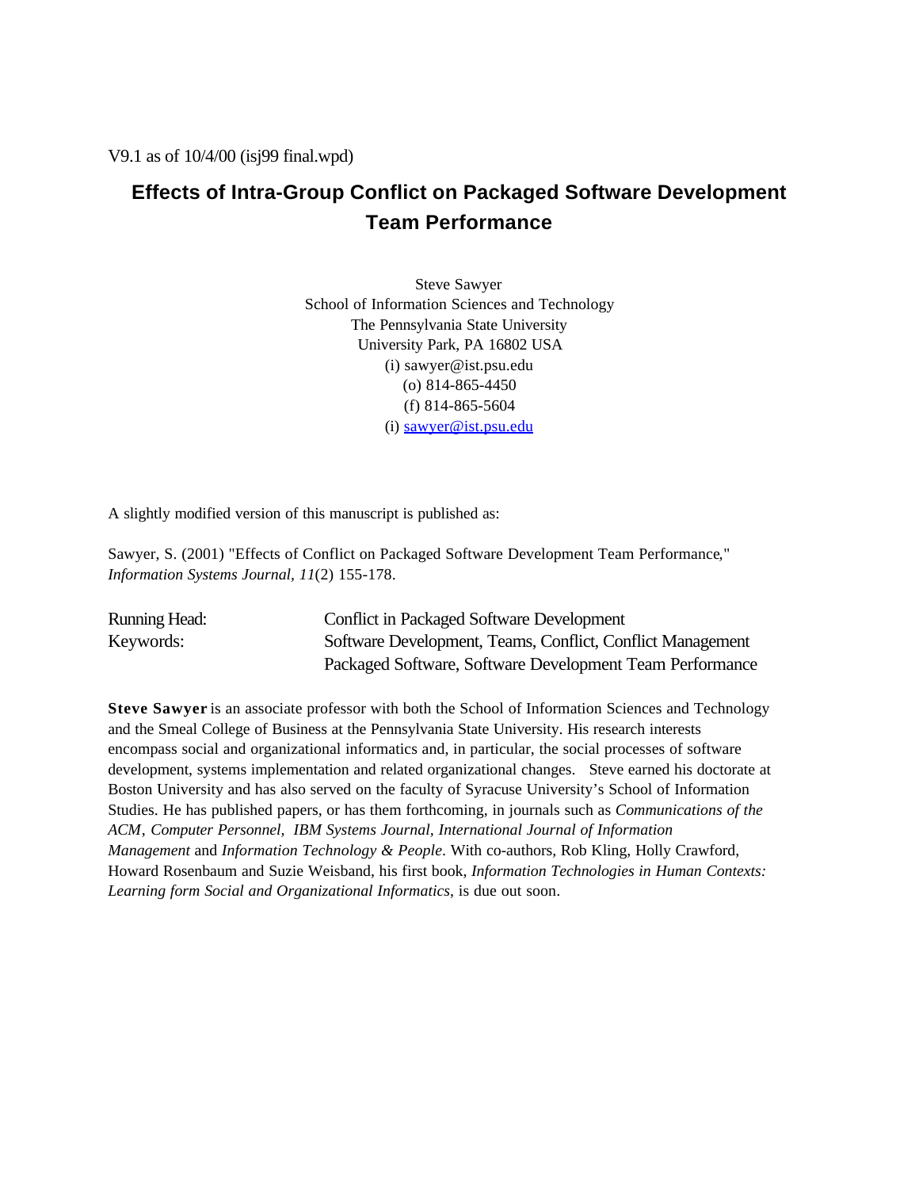V9.1 as of 10/4/00 (isj99 final.wpd)

# Effects of Intra-Group Conflict on Packaged Software Development Team Performance

Steve Sawyer
School of Information Sciences and Technology
The Pennsylvania State University
University Park, PA 16802 USA
(i) sawyer@ist.psu.edu
(o) 814-865-4450
(f) 814-865-5604
(i) sawyer@ist.psu.edu

A slightly modified version of this manuscript is published as:

Sawyer, S. (2001) "Effects of Conflict on Packaged Software Development Team Performance," *Information Systems Journal, 11*(2) 155-178.

| | |
|---|---|
| Running Head: | Conflict in Packaged Software Development |
| Keywords: | Software Development, Teams, Conflict, Conflict Management Packaged Software, Software Development Team Performance |

**Steve Sawyer** is an associate professor with both the School of Information Sciences and Technology and the Smeal College of Business at the Pennsylvania State University. His research interests encompass social and organizational informatics and, in particular, the social processes of software development, systems implementation and related organizational changes. Steve earned his doctorate at Boston University and has also served on the faculty of Syracuse University's School of Information Studies. He has published papers, or has them forthcoming, in journals such as *Communications of the ACM*, *Computer Personnel*, *IBM Systems Journal*, *International Journal of Information Management* and *Information Technology & People*. With co-authors, Rob Kling, Holly Crawford, Howard Rosenbaum and Suzie Weisband, his first book, *Information Technologies in Human Contexts: Learning form Social and Organizational Informatics*, is due out soon.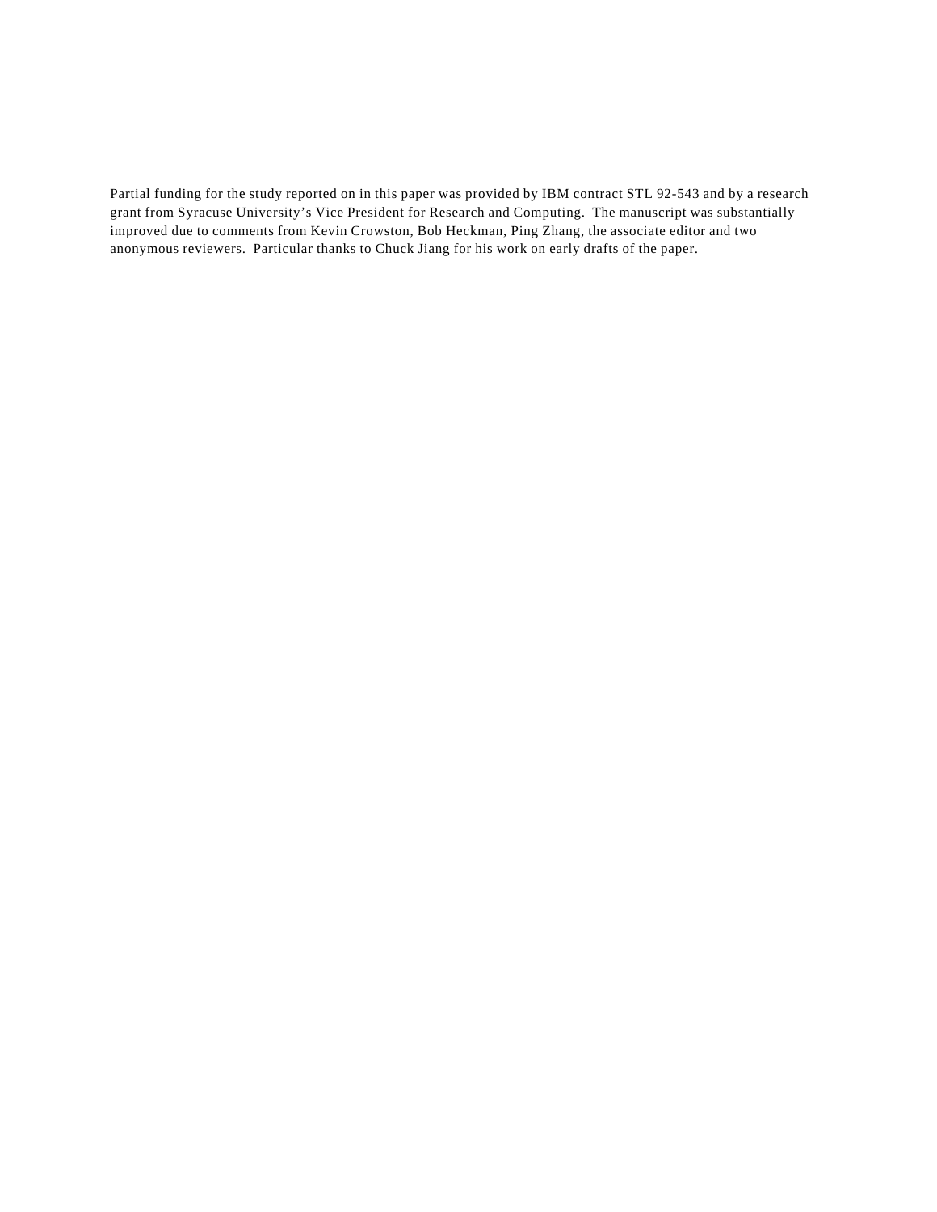Partial funding for the study reported on in this paper was provided by IBM contract STL 92-543 and by a research grant from Syracuse University's Vice President for Research and Computing. The manuscript was substantially improved due to comments from Kevin Crowston, Bob Heckman, Ping Zhang, the associate editor and two anonymous reviewers. Particular thanks to Chuck Jiang for his work on early drafts of the paper.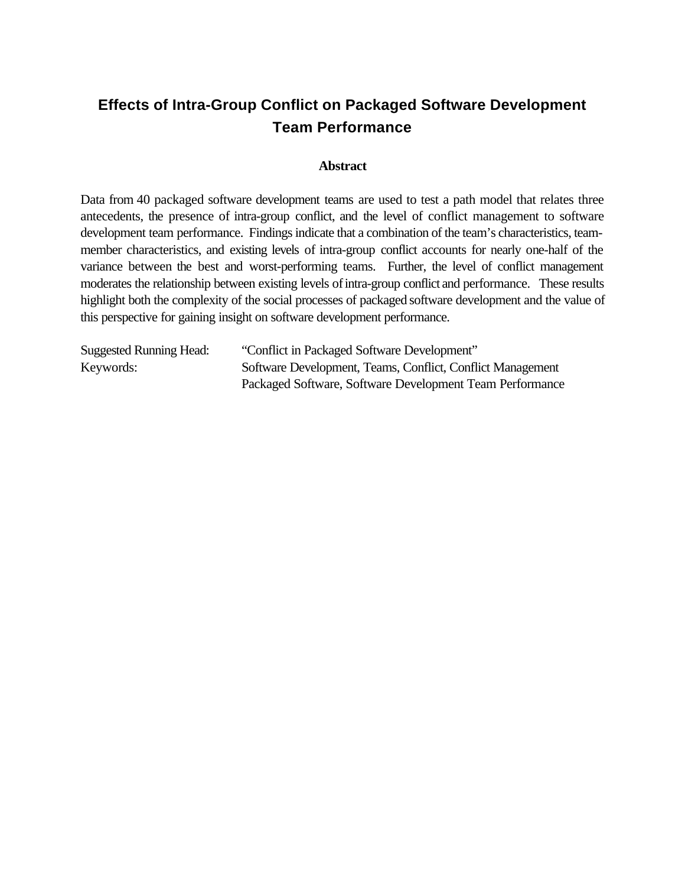# Effects of Intra-Group Conflict on Packaged Software Development Team Performance

**Abstract**

Data from 40 packaged software development teams are used to test a path model that relates three antecedents, the presence of intra-group conflict, and the level of conflict management to software development team performance. Findings indicate that a combination of the team's characteristics, team-member characteristics, and existing levels of intra-group conflict accounts for nearly one-half of the variance between the best and worst-performing teams. Further, the level of conflict management moderates the relationship between existing levels of intra-group conflict and performance. These results highlight both the complexity of the social processes of packaged software development and the value of this perspective for gaining insight on software development performance.

Suggested Running Head: "Conflict in Packaged Software Development"

Keywords: Software Development, Teams, Conflict, Conflict Management
Packaged Software, Software Development Team Performance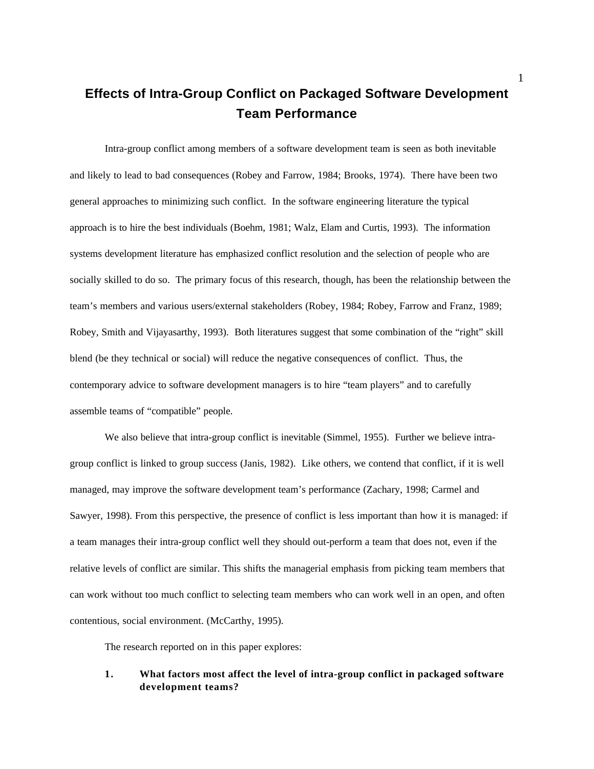# Effects of Intra-Group Conflict on Packaged Software Development Team Performance

Intra-group conflict among members of a software development team is seen as both inevitable and likely to lead to bad consequences (Robey and Farrow, 1984; Brooks, 1974). There have been two general approaches to minimizing such conflict. In the software engineering literature the typical approach is to hire the best individuals (Boehm, 1981; Walz, Elam and Curtis, 1993). The information systems development literature has emphasized conflict resolution and the selection of people who are socially skilled to do so. The primary focus of this research, though, has been the relationship between the team's members and various users/external stakeholders (Robey, 1984; Robey, Farrow and Franz, 1989; Robey, Smith and Vijayasarthy, 1993). Both literatures suggest that some combination of the "right" skill blend (be they technical or social) will reduce the negative consequences of conflict. Thus, the contemporary advice to software development managers is to hire "team players" and to carefully assemble teams of "compatible" people.

We also believe that intra-group conflict is inevitable (Simmel, 1955). Further we believe intra-group conflict is linked to group success (Janis, 1982). Like others, we contend that conflict, if it is well managed, may improve the software development team's performance (Zachary, 1998; Carmel and Sawyer, 1998). From this perspective, the presence of conflict is less important than how it is managed: if a team manages their intra-group conflict well they should out-perform a team that does not, even if the relative levels of conflict are similar. This shifts the managerial emphasis from picking team members that can work without too much conflict to selecting team members who can work well in an open, and often contentious, social environment. (McCarthy, 1995).

The research reported on in this paper explores:

1. **What factors most affect the level of intra-group conflict in packaged software development teams?**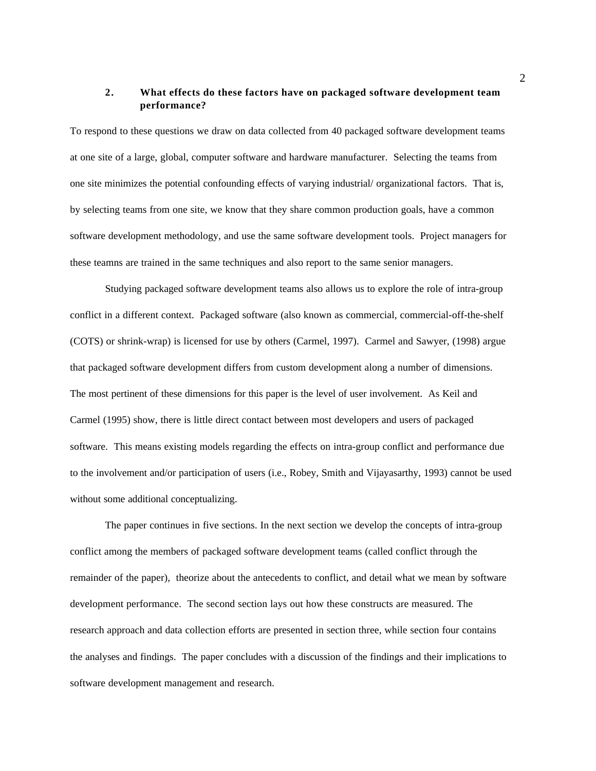2. **What effects do these factors have on packaged software development team performance?**

To respond to these questions we draw on data collected from 40 packaged software development teams at one site of a large, global, computer software and hardware manufacturer. Selecting the teams from one site minimizes the potential confounding effects of varying industrial/ organizational factors. That is, by selecting teams from one site, we know that they share common production goals, have a common software development methodology, and use the same software development tools. Project managers for these teamns are trained in the same techniques and also report to the same senior managers.

Studying packaged software development teams also allows us to explore the role of intra-group conflict in a different context. Packaged software (also known as commercial, commercial-off-the-shelf (COTS) or shrink-wrap) is licensed for use by others (Carmel, 1997). Carmel and Sawyer, (1998) argue that packaged software development differs from custom development along a number of dimensions. The most pertinent of these dimensions for this paper is the level of user involvement. As Keil and Carmel (1995) show, there is little direct contact between most developers and users of packaged software. This means existing models regarding the effects on intra-group conflict and performance due to the involvement and/or participation of users (i.e., Robey, Smith and Vijayasarthy, 1993) cannot be used without some additional conceptualizing.

The paper continues in five sections. In the next section we develop the concepts of intra-group conflict among the members of packaged software development teams (called conflict through the remainder of the paper), theorize about the antecedents to conflict, and detail what we mean by software development performance. The second section lays out how these constructs are measured. The research approach and data collection efforts are presented in section three, while section four contains the analyses and findings. The paper concludes with a discussion of the findings and their implications to software development management and research.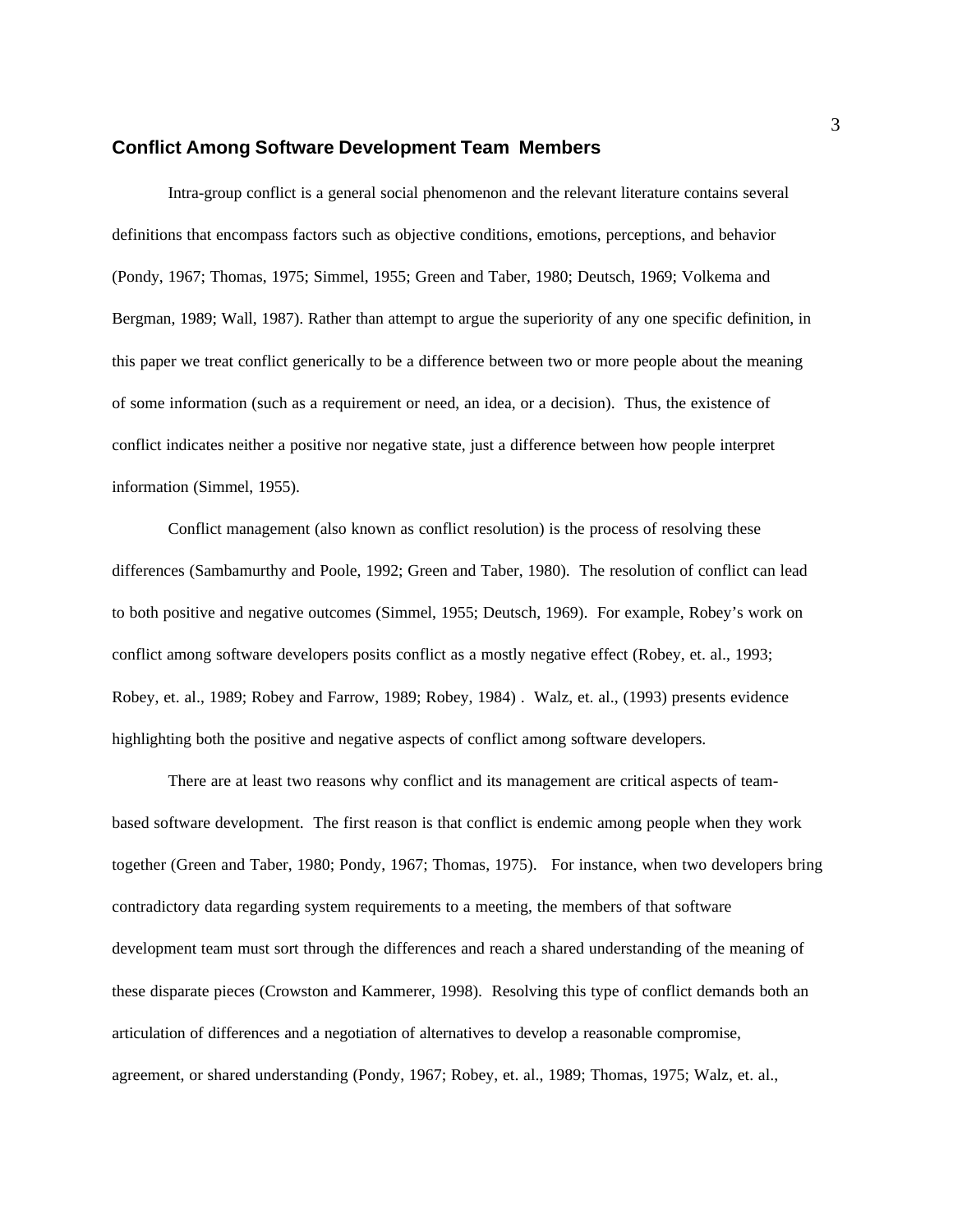## Conflict Among Software Development Team Members

Intra-group conflict is a general social phenomenon and the relevant literature contains several definitions that encompass factors such as objective conditions, emotions, perceptions, and behavior (Pondy, 1967; Thomas, 1975; Simmel, 1955; Green and Taber, 1980; Deutsch, 1969; Volkema and Bergman, 1989; Wall, 1987). Rather than attempt to argue the superiority of any one specific definition, in this paper we treat conflict generically to be a difference between two or more people about the meaning of some information (such as a requirement or need, an idea, or a decision). Thus, the existence of conflict indicates neither a positive nor negative state, just a difference between how people interpret information (Simmel, 1955).

Conflict management (also known as conflict resolution) is the process of resolving these differences (Sambamurthy and Poole, 1992; Green and Taber, 1980). The resolution of conflict can lead to both positive and negative outcomes (Simmel, 1955; Deutsch, 1969). For example, Robey's work on conflict among software developers posits conflict as a mostly negative effect (Robey, et. al., 1993; Robey, et. al., 1989; Robey and Farrow, 1989; Robey, 1984) . Walz, et. al., (1993) presents evidence highlighting both the positive and negative aspects of conflict among software developers.

There are at least two reasons why conflict and its management are critical aspects of team-based software development. The first reason is that conflict is endemic among people when they work together (Green and Taber, 1980; Pondy, 1967; Thomas, 1975). For instance, when two developers bring contradictory data regarding system requirements to a meeting, the members of that software development team must sort through the differences and reach a shared understanding of the meaning of these disparate pieces (Crowston and Kammerer, 1998). Resolving this type of conflict demands both an articulation of differences and a negotiation of alternatives to develop a reasonable compromise, agreement, or shared understanding (Pondy, 1967; Robey, et. al., 1989; Thomas, 1975; Walz, et. al.,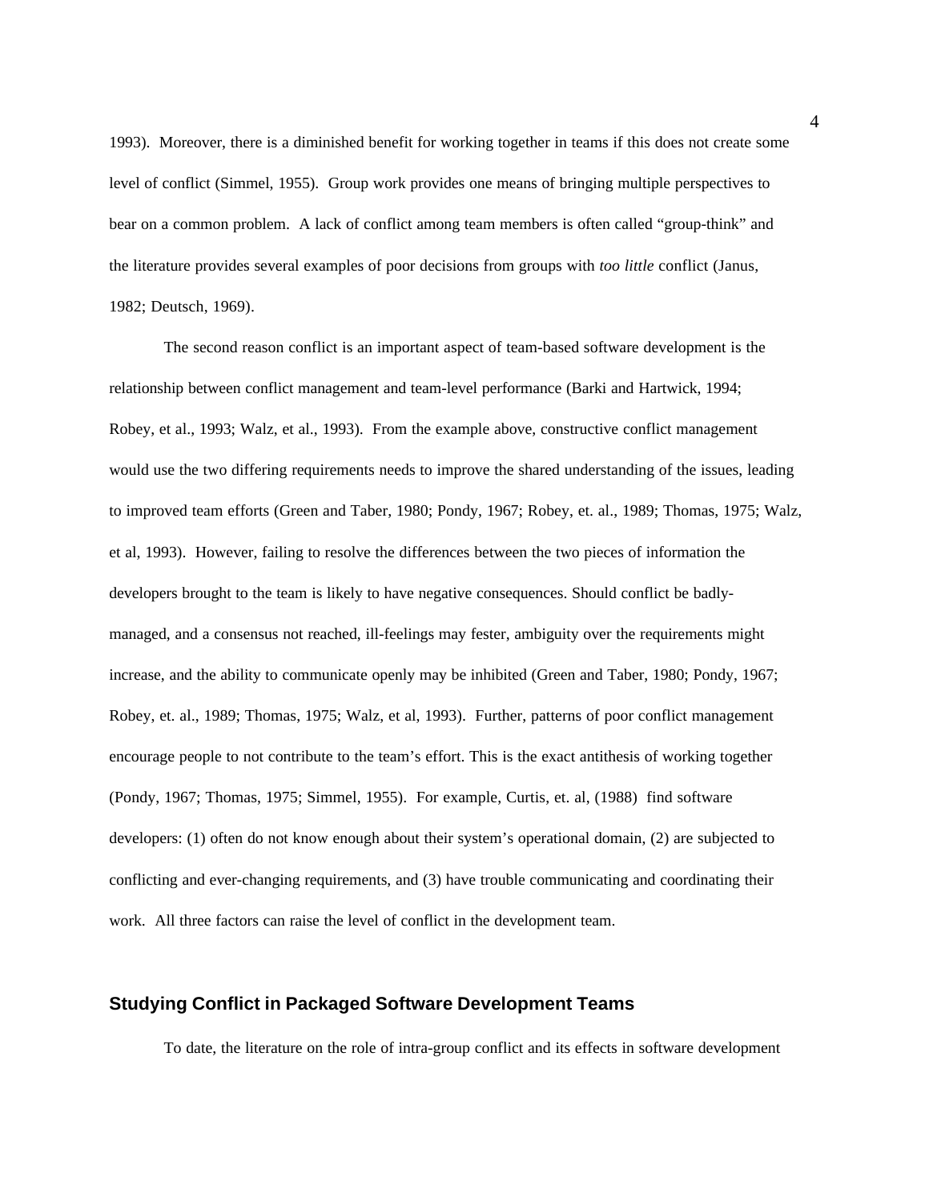1993). Moreover, there is a diminished benefit for working together in teams if this does not create some level of conflict (Simmel, 1955). Group work provides one means of bringing multiple perspectives to bear on a common problem. A lack of conflict among team members is often called "group-think" and the literature provides several examples of poor decisions from groups with *too little* conflict (Janus, 1982; Deutsch, 1969).

The second reason conflict is an important aspect of team-based software development is the relationship between conflict management and team-level performance (Barki and Hartwick, 1994; Robey, et al., 1993; Walz, et al., 1993). From the example above, constructive conflict management would use the two differing requirements needs to improve the shared understanding of the issues, leading to improved team efforts (Green and Taber, 1980; Pondy, 1967; Robey, et. al., 1989; Thomas, 1975; Walz, et al, 1993). However, failing to resolve the differences between the two pieces of information the developers brought to the team is likely to have negative consequences. Should conflict be badly-managed, and a consensus not reached, ill-feelings may fester, ambiguity over the requirements might increase, and the ability to communicate openly may be inhibited (Green and Taber, 1980; Pondy, 1967; Robey, et. al., 1989; Thomas, 1975; Walz, et al, 1993). Further, patterns of poor conflict management encourage people to not contribute to the team's effort. This is the exact antithesis of working together (Pondy, 1967; Thomas, 1975; Simmel, 1955). For example, Curtis, et. al, (1988) find software developers: (1) often do not know enough about their system's operational domain, (2) are subjected to conflicting and ever-changing requirements, and (3) have trouble communicating and coordinating their work. All three factors can raise the level of conflict in the development team.

## Studying Conflict in Packaged Software Development Teams

To date, the literature on the role of intra-group conflict and its effects in software development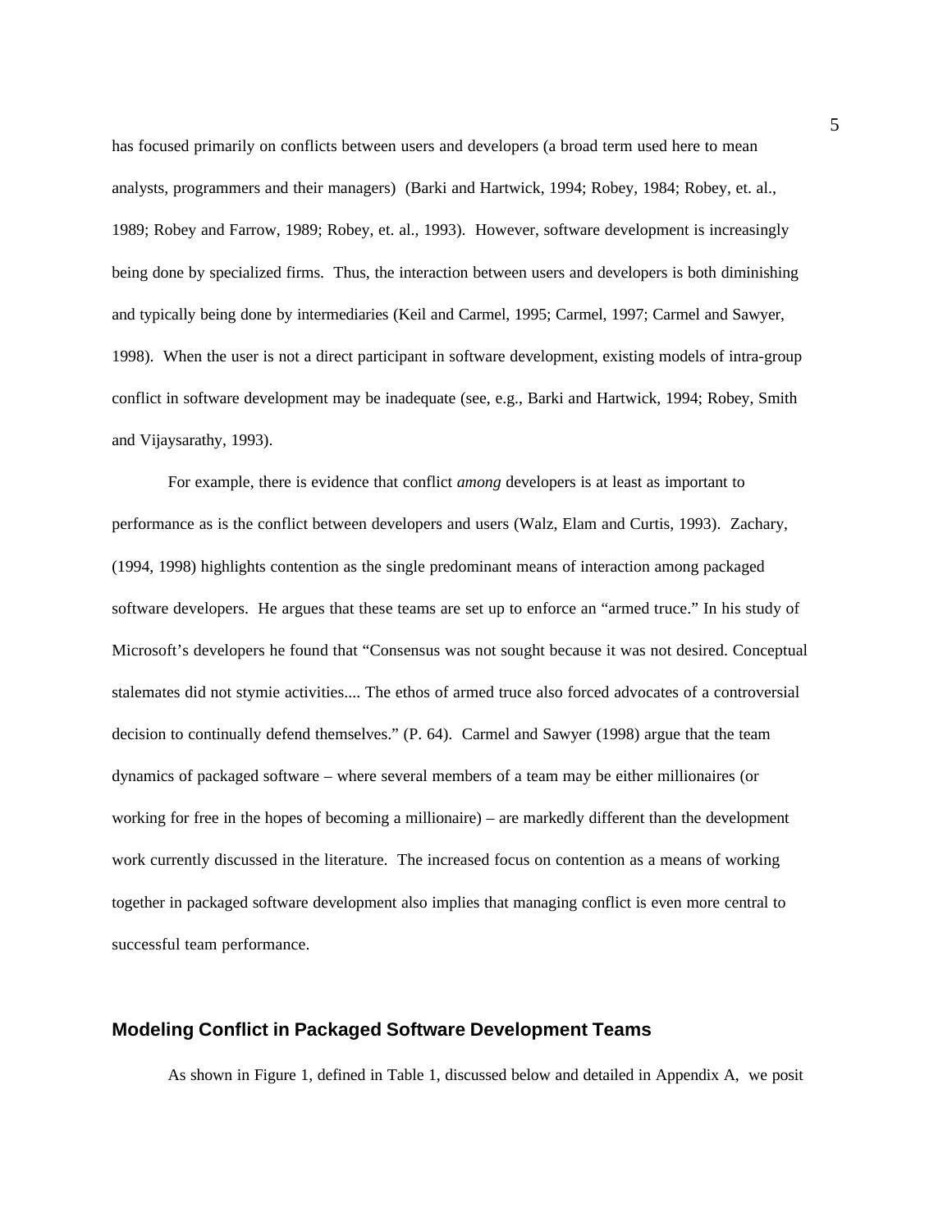has focused primarily on conflicts between users and developers (a broad term used here to mean analysts, programmers and their managers) (Barki and Hartwick, 1994; Robey, 1984; Robey, et. al., 1989; Robey and Farrow, 1989; Robey, et. al., 1993). However, software development is increasingly being done by specialized firms. Thus, the interaction between users and developers is both diminishing and typically being done by intermediaries (Keil and Carmel, 1995; Carmel, 1997; Carmel and Sawyer, 1998). When the user is not a direct participant in software development, existing models of intra-group conflict in software development may be inadequate (see, e.g., Barki and Hartwick, 1994; Robey, Smith and Vijaysarathy, 1993).

For example, there is evidence that conflict *among* developers is at least as important to performance as is the conflict between developers and users (Walz, Elam and Curtis, 1993). Zachary, (1994, 1998) highlights contention as the single predominant means of interaction among packaged software developers. He argues that these teams are set up to enforce an "armed truce." In his study of Microsoft's developers he found that "Consensus was not sought because it was not desired. Conceptual stalemates did not stymie activities.... The ethos of armed truce also forced advocates of a controversial decision to continually defend themselves." (P. 64). Carmel and Sawyer (1998) argue that the team dynamics of packaged software – where several members of a team may be either millionaires (or working for free in the hopes of becoming a millionaire) – are markedly different than the development work currently discussed in the literature. The increased focus on contention as a means of working together in packaged software development also implies that managing conflict is even more central to successful team performance.

## Modeling Conflict in Packaged Software Development Teams

As shown in Figure 1, defined in Table 1, discussed below and detailed in Appendix A, we posit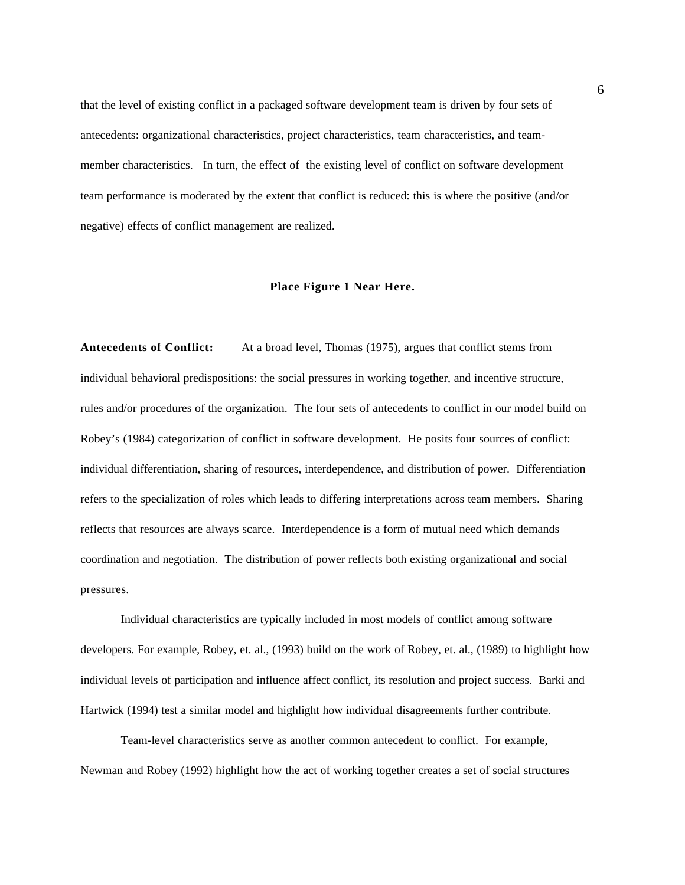that the level of existing conflict in a packaged software development team is driven by four sets of antecedents: organizational characteristics, project characteristics, team characteristics, and team-member characteristics.  In turn, the effect of  the existing level of conflict on software development team performance is moderated by the extent that conflict is reduced: this is where the positive (and/or negative) effects of conflict management are realized.

**Place Figure 1 Near Here.**

**Antecedents of Conflict:** At a broad level, Thomas (1975), argues that conflict stems from individual behavioral predispositions: the social pressures in working together, and incentive structure, rules and/or procedures of the organization.  The four sets of antecedents to conflict in our model build on Robey's (1984) categorization of conflict in software development.  He posits four sources of conflict: individual differentiation, sharing of resources, interdependence, and distribution of power.  Differentiation refers to the specialization of roles which leads to differing interpretations across team members.  Sharing reflects that resources are always scarce.  Interdependence is a form of mutual need which demands coordination and negotiation.  The distribution of power reflects both existing organizational and social pressures.

Individual characteristics are typically included in most models of conflict among software developers. For example, Robey, et. al., (1993) build on the work of Robey, et. al., (1989) to highlight how individual levels of participation and influence affect conflict, its resolution and project success.  Barki and Hartwick (1994) test a similar model and highlight how individual disagreements further contribute.

Team-level characteristics serve as another common antecedent to conflict.  For example, Newman and Robey (1992) highlight how the act of working together creates a set of social structures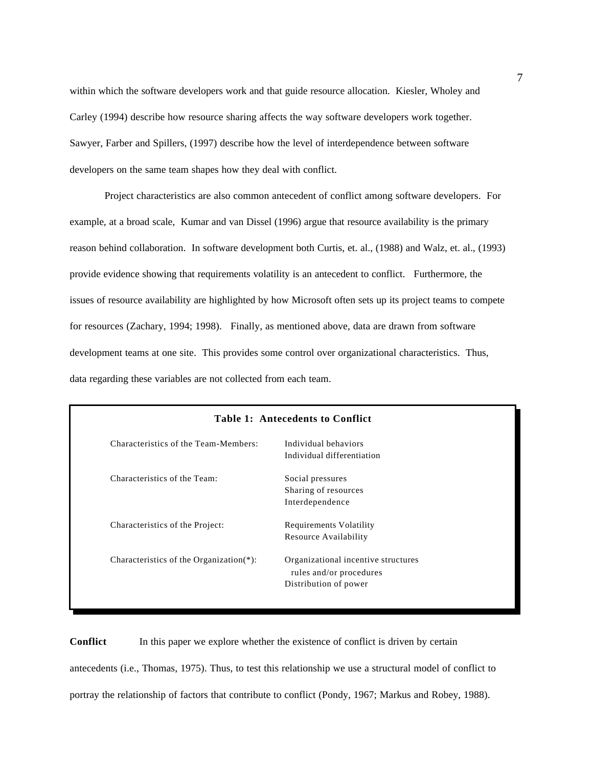within which the software developers work and that guide resource allocation. Kiesler, Wholey and Carley (1994) describe how resource sharing affects the way software developers work together. Sawyer, Farber and Spillers, (1997) describe how the level of interdependence between software developers on the same team shapes how they deal with conflict.

Project characteristics are also common antecedent of conflict among software developers. For example, at a broad scale, Kumar and van Dissel (1996) argue that resource availability is the primary reason behind collaboration. In software development both Curtis, et. al., (1988) and Walz, et. al., (1993) provide evidence showing that requirements volatility is an antecedent to conflict. Furthermore, the issues of resource availability are highlighted by how Microsoft often sets up its project teams to compete for resources (Zachary, 1994; 1998). Finally, as mentioned above, data are drawn from software development teams at one site. This provides some control over organizational characteristics. Thus, data regarding these variables are not collected from each team.

**Table 1: Antecedents to Conflict**

| | |
|---|---|
| Characteristics of the Team-Members: | Individual behaviors<br>Individual differentiation |
| Characteristics of the Team: | Social pressures<br>Sharing of resources<br>Interdependence |
| Characteristics of the Project: | Requirements Volatility<br>Resource Availability |
| Characteristics of the Organization(*): | Organizational incentive structures<br>rules and/or procedures<br>Distribution of power |

**Conflict** In this paper we explore whether the existence of conflict is driven by certain antecedents (i.e., Thomas, 1975). Thus, to test this relationship we use a structural model of conflict to portray the relationship of factors that contribute to conflict (Pondy, 1967; Markus and Robey, 1988).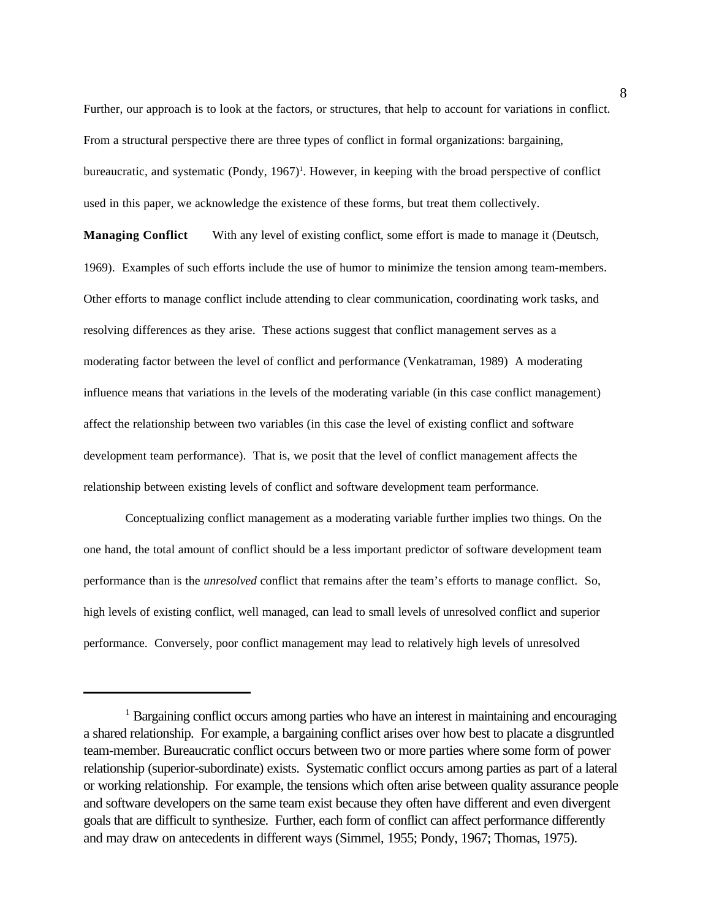Further, our approach is to look at the factors, or structures, that help to account for variations in conflict. From a structural perspective there are three types of conflict in formal organizations: bargaining, bureaucratic, and systematic (Pondy, 1967)[1]. However, in keeping with the broad perspective of conflict used in this paper, we acknowledge the existence of these forms, but treat them collectively.

**Managing Conflict** With any level of existing conflict, some effort is made to manage it (Deutsch, 1969). Examples of such efforts include the use of humor to minimize the tension among team-members. Other efforts to manage conflict include attending to clear communication, coordinating work tasks, and resolving differences as they arise. These actions suggest that conflict management serves as a moderating factor between the level of conflict and performance (Venkatraman, 1989) A moderating influence means that variations in the levels of the moderating variable (in this case conflict management) affect the relationship between two variables (in this case the level of existing conflict and software development team performance). That is, we posit that the level of conflict management affects the relationship between existing levels of conflict and software development team performance.

Conceptualizing conflict management as a moderating variable further implies two things. On the one hand, the total amount of conflict should be a less important predictor of software development team performance than is the *unresolved* conflict that remains after the team's efforts to manage conflict. So, high levels of existing conflict, well managed, can lead to small levels of unresolved conflict and superior performance. Conversely, poor conflict management may lead to relatively high levels of unresolved

[1] Bargaining conflict occurs among parties who have an interest in maintaining and encouraging a shared relationship. For example, a bargaining conflict arises over how best to placate a disgruntled team-member. Bureaucratic conflict occurs between two or more parties where some form of power relationship (superior-subordinate) exists. Systematic conflict occurs among parties as part of a lateral or working relationship. For example, the tensions which often arise between quality assurance people and software developers on the same team exist because they often have different and even divergent goals that are difficult to synthesize. Further, each form of conflict can affect performance differently and may draw on antecedents in different ways (Simmel, 1955; Pondy, 1967; Thomas, 1975).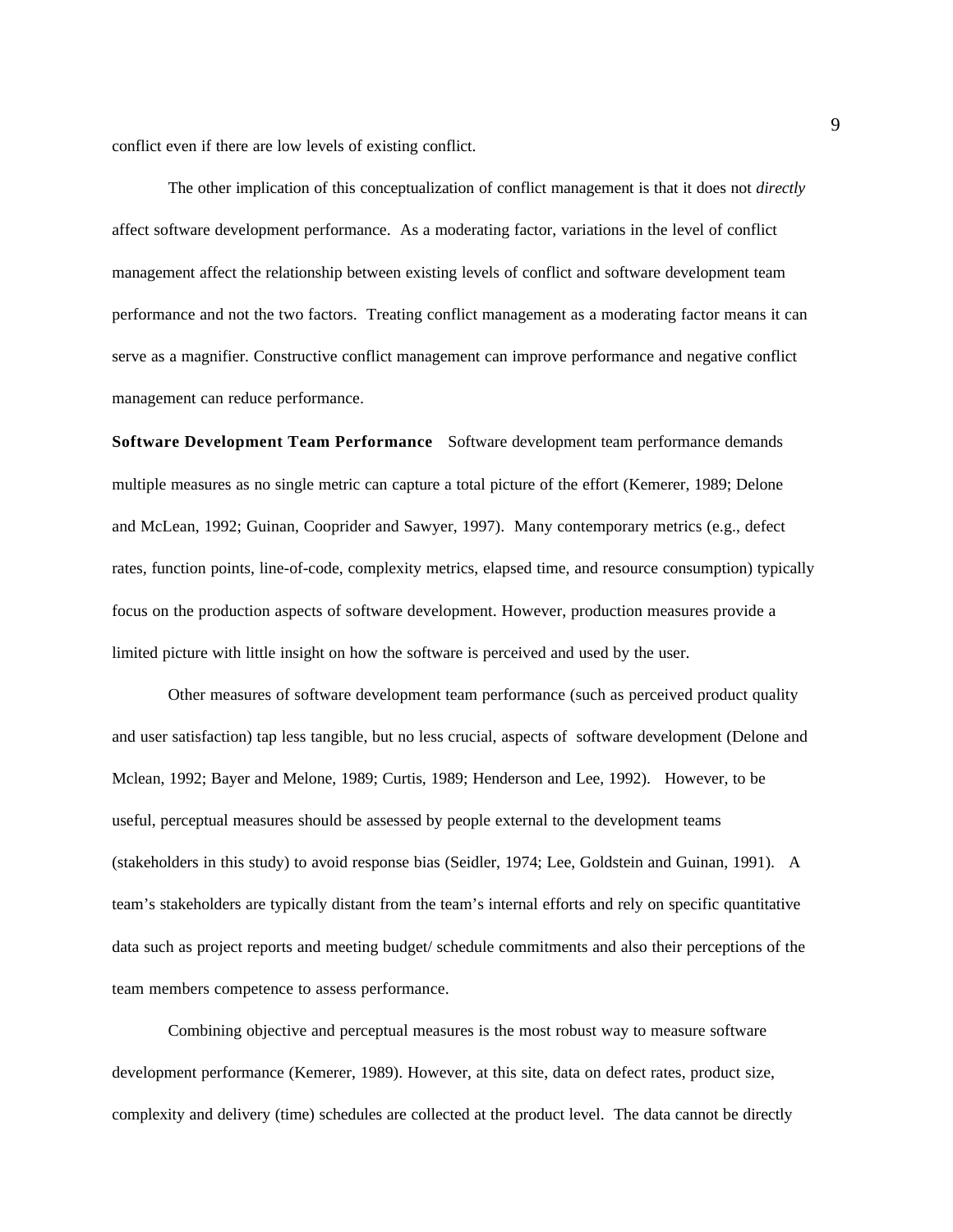conflict even if there are low levels of existing conflict.

The other implication of this conceptualization of conflict management is that it does not *directly* affect software development performance. As a moderating factor, variations in the level of conflict management affect the relationship between existing levels of conflict and software development team performance and not the two factors. Treating conflict management as a moderating factor means it can serve as a magnifier. Constructive conflict management can improve performance and negative conflict management can reduce performance.

**Software Development Team Performance** Software development team performance demands multiple measures as no single metric can capture a total picture of the effort (Kemerer, 1989; Delone and McLean, 1992; Guinan, Cooprider and Sawyer, 1997). Many contemporary metrics (e.g., defect rates, function points, line-of-code, complexity metrics, elapsed time, and resource consumption) typically focus on the production aspects of software development. However, production measures provide a limited picture with little insight on how the software is perceived and used by the user.

Other measures of software development team performance (such as perceived product quality and user satisfaction) tap less tangible, but no less crucial, aspects of software development (Delone and Mclean, 1992; Bayer and Melone, 1989; Curtis, 1989; Henderson and Lee, 1992). However, to be useful, perceptual measures should be assessed by people external to the development teams (stakeholders in this study) to avoid response bias (Seidler, 1974; Lee, Goldstein and Guinan, 1991). A team's stakeholders are typically distant from the team's internal efforts and rely on specific quantitative data such as project reports and meeting budget/ schedule commitments and also their perceptions of the team members competence to assess performance.

Combining objective and perceptual measures is the most robust way to measure software development performance (Kemerer, 1989). However, at this site, data on defect rates, product size, complexity and delivery (time) schedules are collected at the product level. The data cannot be directly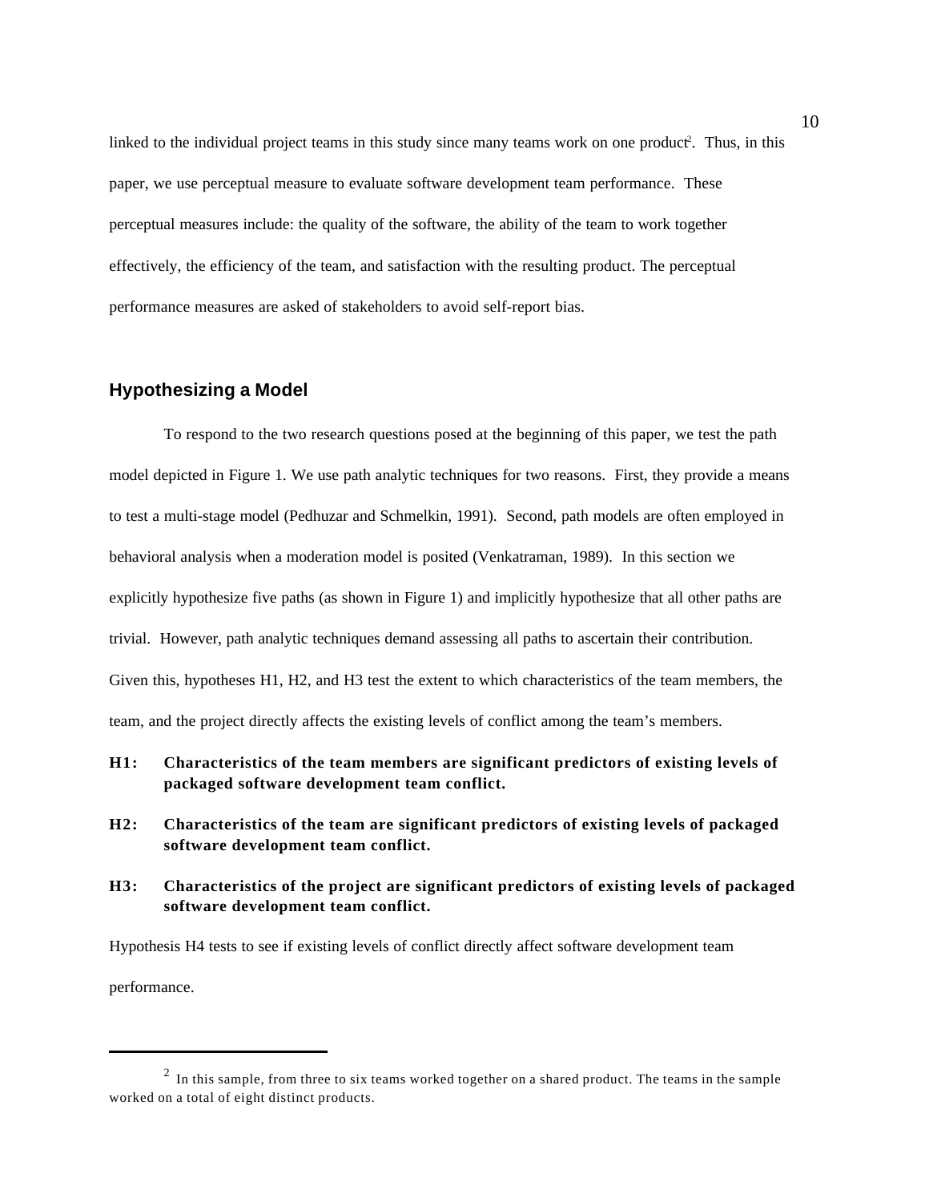linked to the individual project teams in this study since many teams work on one product[2]. Thus, in this paper, we use perceptual measure to evaluate software development team performance. These perceptual measures include: the quality of the software, the ability of the team to work together effectively, the efficiency of the team, and satisfaction with the resulting product. The perceptual performance measures are asked of stakeholders to avoid self-report bias.

## Hypothesizing a Model

To respond to the two research questions posed at the beginning of this paper, we test the path model depicted in Figure 1. We use path analytic techniques for two reasons. First, they provide a means to test a multi-stage model (Pedhuzar and Schmelkin, 1991). Second, path models are often employed in behavioral analysis when a moderation model is posited (Venkatraman, 1989). In this section we explicitly hypothesize five paths (as shown in Figure 1) and implicitly hypothesize that all other paths are trivial. However, path analytic techniques demand assessing all paths to ascertain their contribution. Given this, hypotheses H1, H2, and H3 test the extent to which characteristics of the team members, the team, and the project directly affects the existing levels of conflict among the team's members.

**H1: Characteristics of the team members are significant predictors of existing levels of packaged software development team conflict.**

**H2: Characteristics of the team are significant predictors of existing levels of packaged software development team conflict.**

**H3: Characteristics of the project are significant predictors of existing levels of packaged software development team conflict.**

Hypothesis H4 tests to see if existing levels of conflict directly affect software development team performance.

[2] In this sample, from three to six teams worked together on a shared product. The teams in the sample worked on a total of eight distinct products.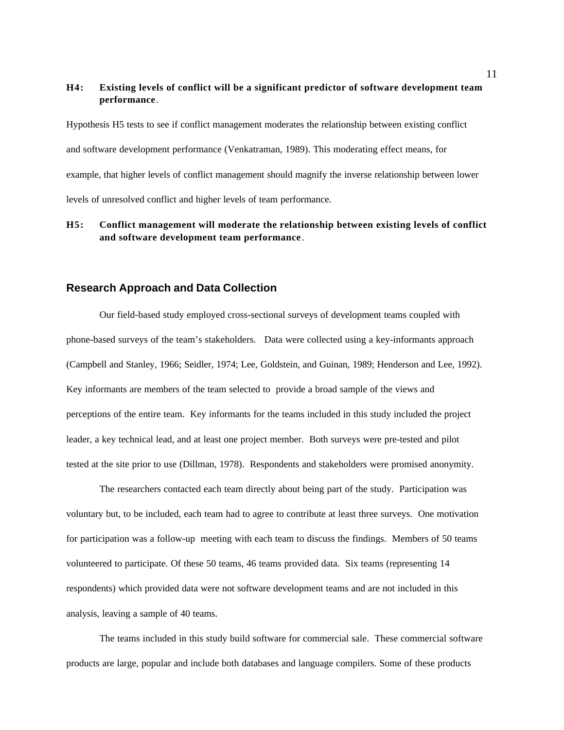**H4: Existing levels of conflict will be a significant predictor of software development team performance**.

Hypothesis H5 tests to see if conflict management moderates the relationship between existing conflict and software development performance (Venkatraman, 1989). This moderating effect means, for example, that higher levels of conflict management should magnify the inverse relationship between lower levels of unresolved conflict and higher levels of team performance.

**H5: Conflict management will moderate the relationship between existing levels of conflict and software development team performance**.

## Research Approach and Data Collection

Our field-based study employed cross-sectional surveys of development teams coupled with phone-based surveys of the team's stakeholders. Data were collected using a key-informants approach (Campbell and Stanley, 1966; Seidler, 1974; Lee, Goldstein, and Guinan, 1989; Henderson and Lee, 1992). Key informants are members of the team selected to provide a broad sample of the views and perceptions of the entire team. Key informants for the teams included in this study included the project leader, a key technical lead, and at least one project member. Both surveys were pre-tested and pilot tested at the site prior to use (Dillman, 1978). Respondents and stakeholders were promised anonymity.

The researchers contacted each team directly about being part of the study. Participation was voluntary but, to be included, each team had to agree to contribute at least three surveys. One motivation for participation was a follow-up meeting with each team to discuss the findings. Members of 50 teams volunteered to participate. Of these 50 teams, 46 teams provided data. Six teams (representing 14 respondents) which provided data were not software development teams and are not included in this analysis, leaving a sample of 40 teams.

The teams included in this study build software for commercial sale. These commercial software products are large, popular and include both databases and language compilers. Some of these products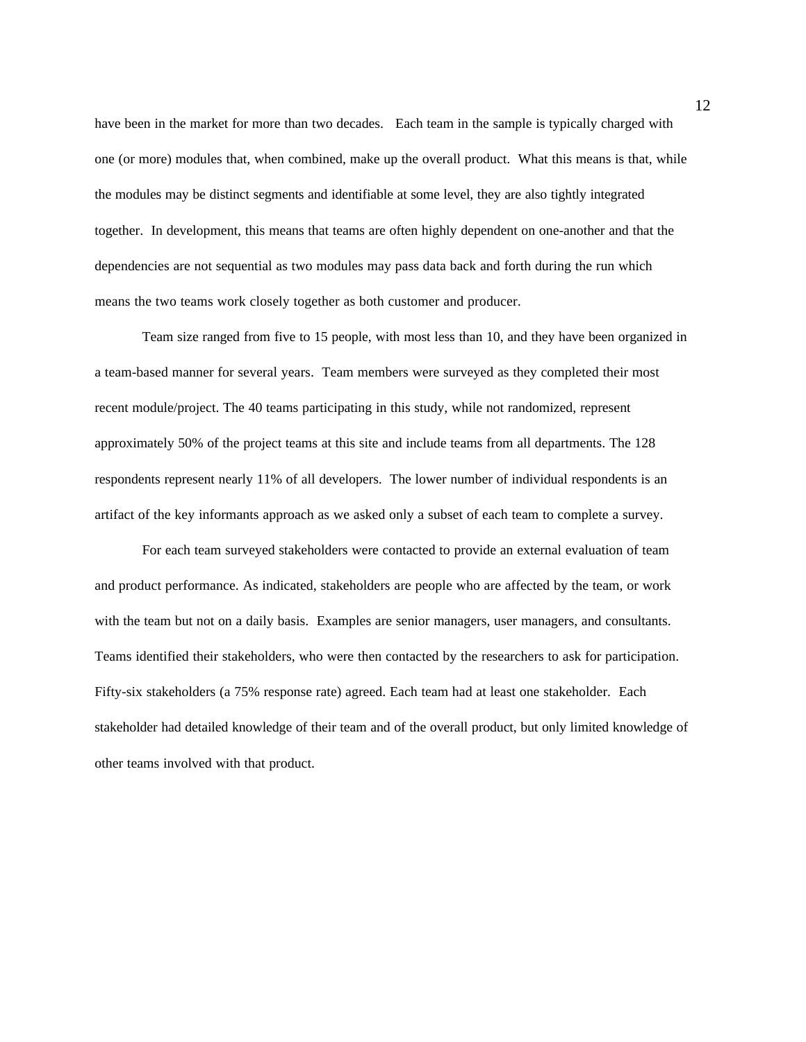have been in the market for more than two decades. Each team in the sample is typically charged with one (or more) modules that, when combined, make up the overall product. What this means is that, while the modules may be distinct segments and identifiable at some level, they are also tightly integrated together. In development, this means that teams are often highly dependent on one-another and that the dependencies are not sequential as two modules may pass data back and forth during the run which means the two teams work closely together as both customer and producer.

Team size ranged from five to 15 people, with most less than 10, and they have been organized in a team-based manner for several years. Team members were surveyed as they completed their most recent module/project. The 40 teams participating in this study, while not randomized, represent approximately 50% of the project teams at this site and include teams from all departments. The 128 respondents represent nearly 11% of all developers. The lower number of individual respondents is an artifact of the key informants approach as we asked only a subset of each team to complete a survey.

For each team surveyed stakeholders were contacted to provide an external evaluation of team and product performance. As indicated, stakeholders are people who are affected by the team, or work with the team but not on a daily basis. Examples are senior managers, user managers, and consultants. Teams identified their stakeholders, who were then contacted by the researchers to ask for participation. Fifty-six stakeholders (a 75% response rate) agreed. Each team had at least one stakeholder. Each stakeholder had detailed knowledge of their team and of the overall product, but only limited knowledge of other teams involved with that product.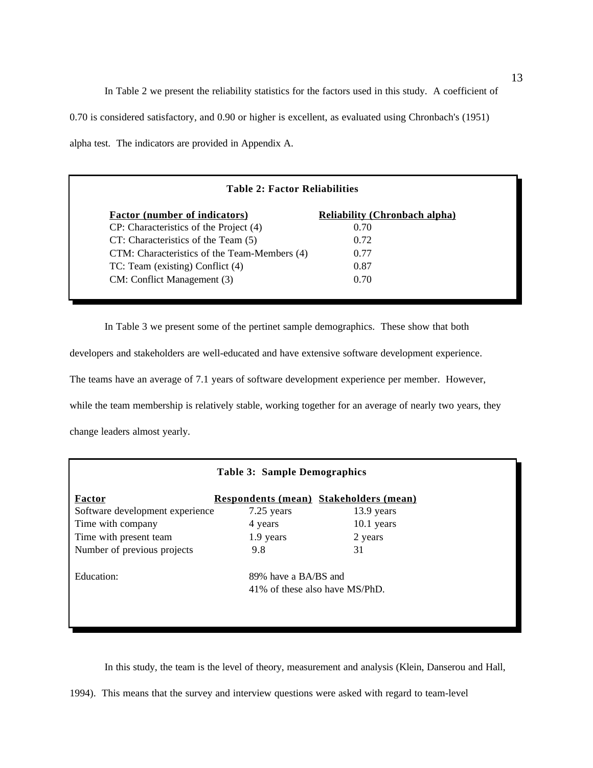In Table 2 we present the reliability statistics for the factors used in this study. A coefficient of 0.70 is considered satisfactory, and 0.90 or higher is excellent, as evaluated using Chronbach's (1951) alpha test. The indicators are provided in Appendix A.

**Table 2: Factor Reliabilities**

| Factor (number of indicators) | Reliability (Chronbach alpha) |
|---|---|
| CP: Characteristics of the Project (4) | 0.70 |
| CT: Characteristics of the Team (5) | 0.72 |
| CTM: Characteristics of the Team-Members (4) | 0.77 |
| TC: Team (existing) Conflict (4) | 0.87 |
| CM: Conflict Management (3) | 0.70 |

In Table 3 we present some of the pertinet sample demographics. These show that both developers and stakeholders are well-educated and have extensive software development experience. The teams have an average of 7.1 years of software development experience per member. However, while the team membership is relatively stable, working together for an average of nearly two years, they change leaders almost yearly.

**Table 3: Sample Demographics**

| Factor | Respondents (mean) | Stakeholders (mean) |
|---|---|---|
| Software development experience | 7.25 years | 13.9 years |
| Time with company | 4 years | 10.1 years |
| Time with present team | 1.9 years | 2 years |
| Number of previous projects | 9.8 | 31 |
| Education: | 89% have a BA/BS and 41% of these also have MS/PhD. | |

In this study, the team is the level of theory, measurement and analysis (Klein, Danserou and Hall, 1994). This means that the survey and interview questions were asked with regard to team-level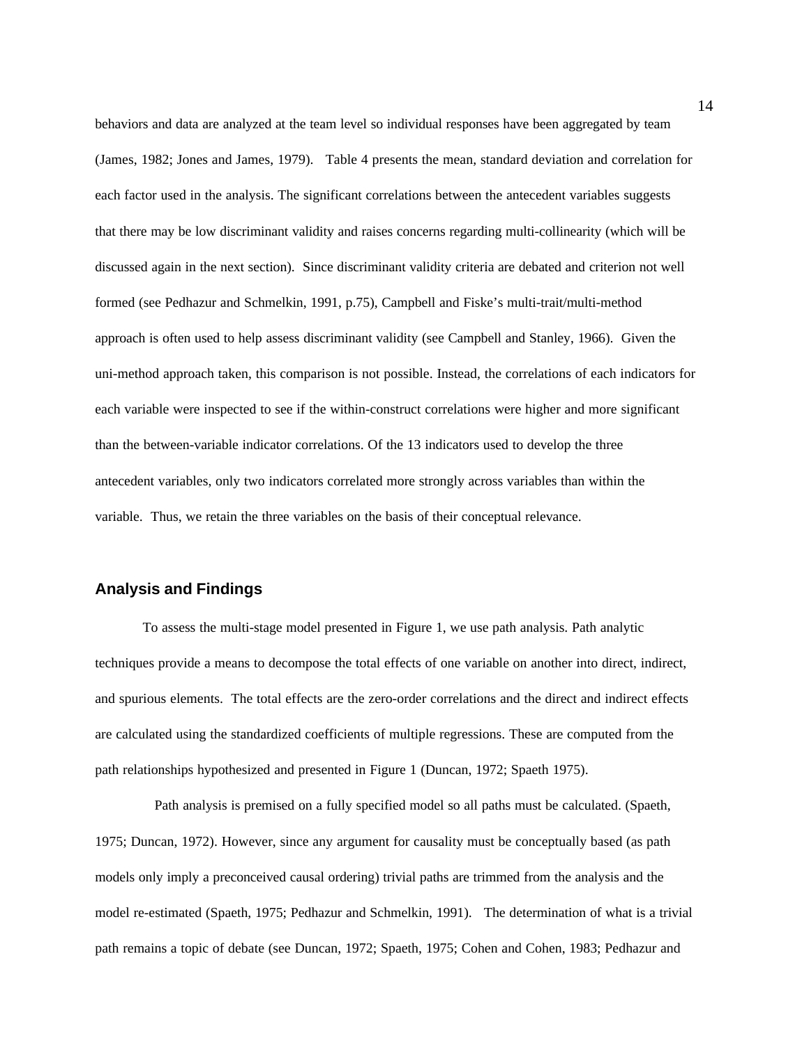behaviors and data are analyzed at the team level so individual responses have been aggregated by team (James, 1982; Jones and James, 1979). Table 4 presents the mean, standard deviation and correlation for each factor used in the analysis. The significant correlations between the antecedent variables suggests that there may be low discriminant validity and raises concerns regarding multi-collinearity (which will be discussed again in the next section). Since discriminant validity criteria are debated and criterion not well formed (see Pedhazur and Schmelkin, 1991, p.75), Campbell and Fiske's multi-trait/multi-method approach is often used to help assess discriminant validity (see Campbell and Stanley, 1966). Given the uni-method approach taken, this comparison is not possible. Instead, the correlations of each indicators for each variable were inspected to see if the within-construct correlations were higher and more significant than the between-variable indicator correlations. Of the 13 indicators used to develop the three antecedent variables, only two indicators correlated more strongly across variables than within the variable. Thus, we retain the three variables on the basis of their conceptual relevance.

## Analysis and Findings

To assess the multi-stage model presented in Figure 1, we use path analysis. Path analytic techniques provide a means to decompose the total effects of one variable on another into direct, indirect, and spurious elements. The total effects are the zero-order correlations and the direct and indirect effects are calculated using the standardized coefficients of multiple regressions. These are computed from the path relationships hypothesized and presented in Figure 1 (Duncan, 1972; Spaeth 1975).

Path analysis is premised on a fully specified model so all paths must be calculated. (Spaeth, 1975; Duncan, 1972). However, since any argument for causality must be conceptually based (as path models only imply a preconceived causal ordering) trivial paths are trimmed from the analysis and the model re-estimated (Spaeth, 1975; Pedhazur and Schmelkin, 1991). The determination of what is a trivial path remains a topic of debate (see Duncan, 1972; Spaeth, 1975; Cohen and Cohen, 1983; Pedhazur and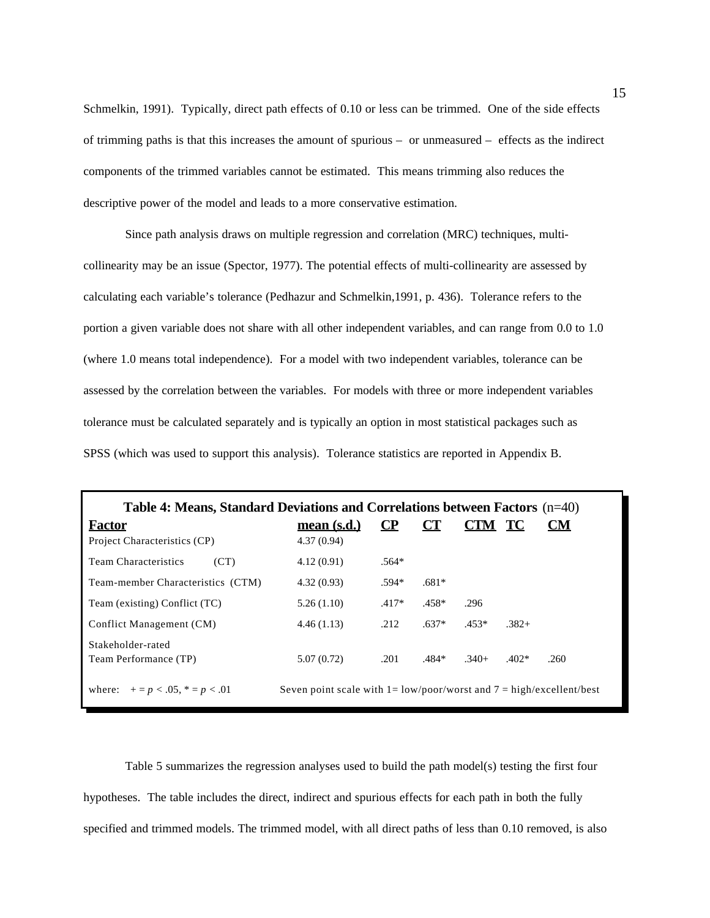Schmelkin, 1991). Typically, direct path effects of 0.10 or less can be trimmed. One of the side effects of trimming paths is that this increases the amount of spurious – or unmeasured – effects as the indirect components of the trimmed variables cannot be estimated. This means trimming also reduces the descriptive power of the model and leads to a more conservative estimation.

Since path analysis draws on multiple regression and correlation (MRC) techniques, multi-collinearity may be an issue (Spector, 1977). The potential effects of multi-collinearity are assessed by calculating each variable's tolerance (Pedhazur and Schmelkin,1991, p. 436). Tolerance refers to the portion a given variable does not share with all other independent variables, and can range from 0.0 to 1.0 (where 1.0 means total independence). For a model with two independent variables, tolerance can be assessed by the correlation between the variables. For models with three or more independent variables tolerance must be calculated separately and is typically an option in most statistical packages such as SPSS (which was used to support this analysis). Tolerance statistics are reported in Appendix B.

**Table 4: Means, Standard Deviations and Correlations between Factors** (n=40)

| Factor | mean (s.d.) | CP | CT | CTM | TC | CM |
|---|---|---|---|---|---|---|
| Project Characteristics (CP) | 4.37 (0.94) | | | | | |
| Team Characteristics (CT) | 4.12 (0.91) | .564* | | | | |
| Team-member Characteristics (CTM) | 4.32 (0.93) | .594* | .681* | | | |
| Team (existing) Conflict (TC) | 5.26 (1.10) | .417* | .458* | .296 | | |
| Conflict Management (CM) | 4.46 (1.13) | .212 | .637* | .453* | .382+ | |
| Stakeholder-rated Team Performance (TP) | 5.07 (0.72) | .201 | .484* | .340+ | .402* | .260 |

where: + = $p < .05$, * = $p < .01$ Seven point scale with 1= low/poor/worst and 7 = high/excellent/best

Table 5 summarizes the regression analyses used to build the path model(s) testing the first four hypotheses. The table includes the direct, indirect and spurious effects for each path in both the fully specified and trimmed models. The trimmed model, with all direct paths of less than 0.10 removed, is also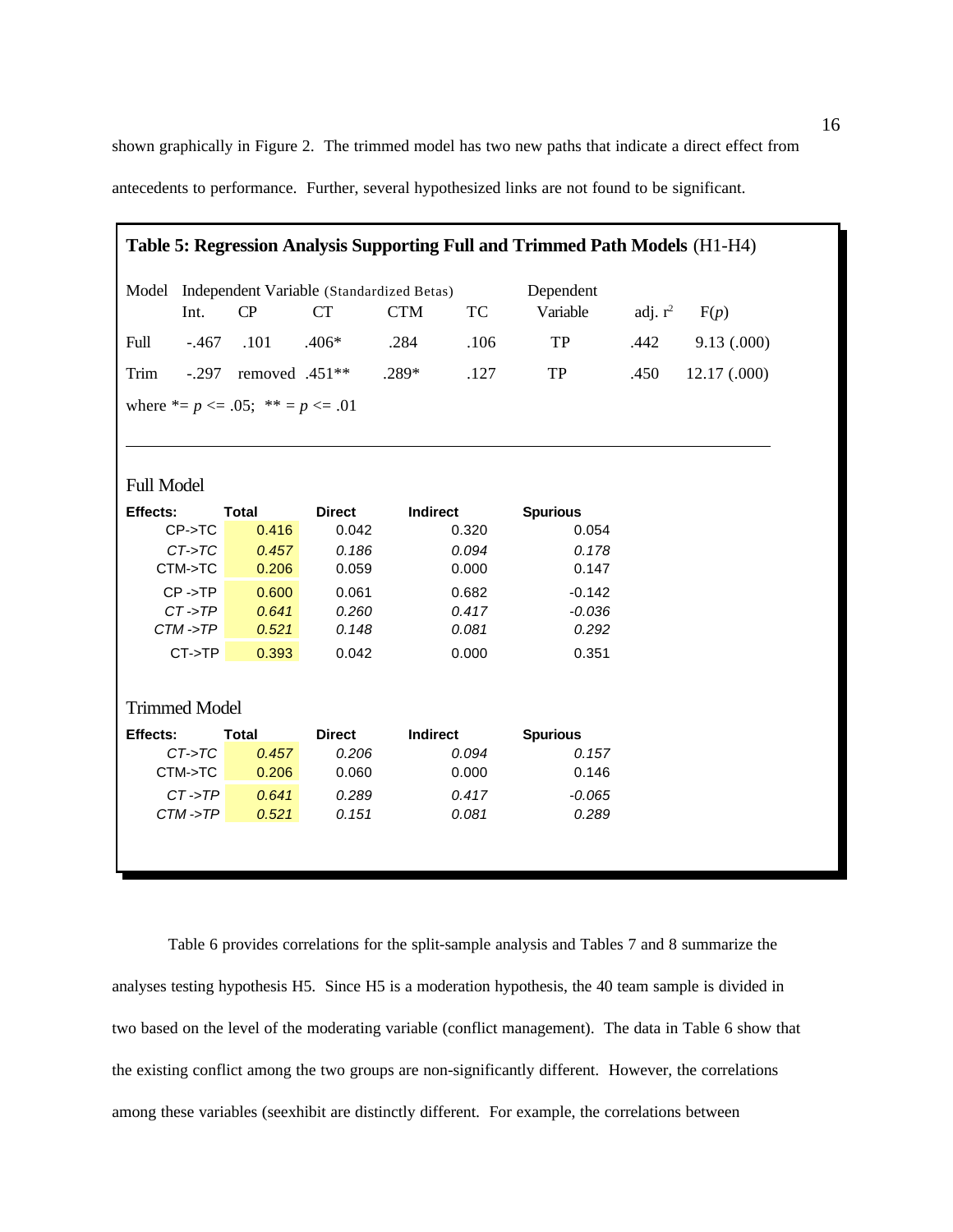shown graphically in Figure 2. The trimmed model has two new paths that indicate a direct effect from antecedents to performance. Further, several hypothesized links are not found to be significant.

**Table 5: Regression Analysis Supporting Full and Trimmed Path Models** (H1-H4)

| Model | Independent Variable (Standardized Betas) | | | | | Dependent | | |
|---|---|---|---|---|---|---|---|---|
| | Int. | CP | CT | CTM | TC | Variable | adj. $r^2$ | F($p$) |
| Full | -.467 | .101 | .406* | .284 | .106 | TP | .442 | 9.13 (.000) |
| Trim | -.297 | removed | .451** | .289* | .127 | TP | .450 | 12.17 (.000) |

where *= $p <= .05$; ** = $p <= .01$

Full Model

| Effects: | Total | Direct | Indirect | Spurious |
|---|---|---|---|---|
| CP->TC | 0.416 | 0.042 | 0.320 | 0.054 |
| *CT->TC* | *0.457* | *0.186* | *0.094* | *0.178* |
| CTM->TC | 0.206 | 0.059 | 0.000 | 0.147 |
| CP ->TP | 0.600 | 0.061 | 0.682 | -0.142 |
| *CT ->TP* | *0.641* | *0.260* | *0.417* | *-0.036* |
| *CTM ->TP* | *0.521* | *0.148* | *0.081* | *0.292* |
| CT->TP | 0.393 | 0.042 | 0.000 | 0.351 |

Trimmed Model

| Effects: | Total | Direct | Indirect | Spurious |
|---|---|---|---|---|
| *CT->TC* | *0.457* | *0.206* | *0.094* | *0.157* |
| CTM->TC | 0.206 | 0.060 | 0.000 | 0.146 |
| *CT ->TP* | *0.641* | *0.289* | *0.417* | *-0.065* |
| *CTM ->TP* | *0.521* | *0.151* | *0.081* | *0.289* |

Table 6 provides correlations for the split-sample analysis and Tables 7 and 8 summarize the analyses testing hypothesis H5. Since H5 is a moderation hypothesis, the 40 team sample is divided in two based on the level of the moderating variable (conflict management). The data in Table 6 show that the existing conflict among the two groups are non-significantly different. However, the correlations among these variables (seexhibit are distinctly different. For example, the correlations between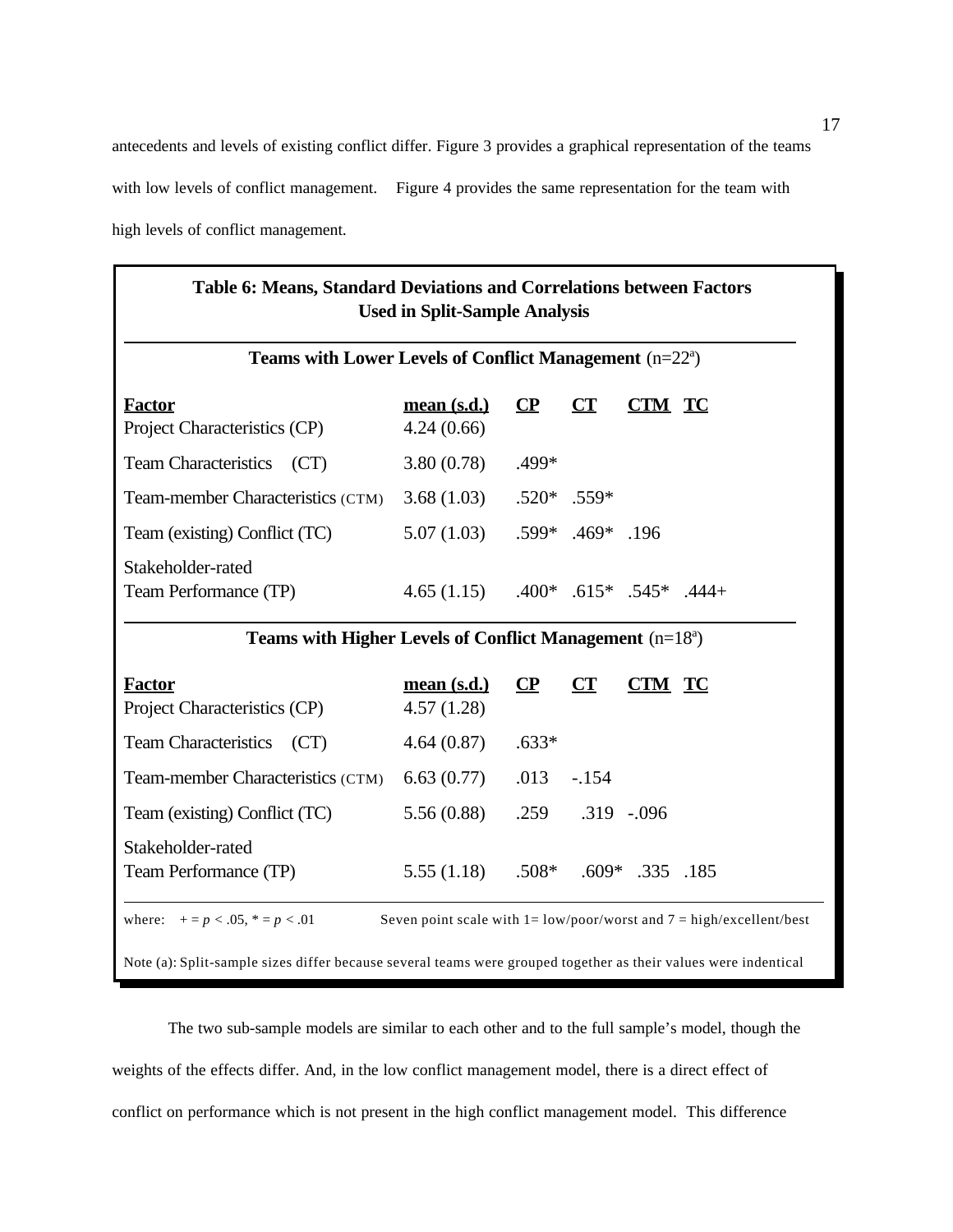antecedents and levels of existing conflict differ. Figure 3 provides a graphical representation of the teams with low levels of conflict management. Figure 4 provides the same representation for the team with high levels of conflict management.

**Table 6: Means, Standard Deviations and Correlations between Factors Used in Split-Sample Analysis**

| Factor | mean (s.d.) | CP | CT | CTM | TC |
|---|---|---|---|---|---|
| **Teams with Lower Levels of Conflict Management** (n=22[a]) | | | | | |
| Project Characteristics (CP) | 4.24 (0.66) | | | | |
| Team Characteristics (CT) | 3.80 (0.78) | .499* | | | |
| Team-member Characteristics (CTM) | 3.68 (1.03) | .520* | .559* | | |
| Team (existing) Conflict (TC) | 5.07 (1.03) | .599* | .469* | .196 | |
| Stakeholder-rated Team Performance (TP) | 4.65 (1.15) | .400* | .615* | .545* | .444+ |
| **Teams with Higher Levels of Conflict Management** (n=18[a]) | | | | | |
| Project Characteristics (CP) | 4.57 (1.28) | | | | |
| Team Characteristics (CT) | 4.64 (0.87) | .633* | | | |
| Team-member Characteristics (CTM) | 6.63 (0.77) | .013 | -.154 | | |
| Team (existing) Conflict (TC) | 5.56 (0.88) | .259 | .319 | -.096 | |
| Stakeholder-rated Team Performance (TP) | 5.55 (1.18) | .508* | .609* | .335 | .185 |

where: + = $p < .05$, * = $p < .01$ Seven point scale with 1= low/poor/worst and 7 = high/excellent/best

Note (a): Split-sample sizes differ because several teams were grouped together as their values were indentical

The two sub-sample models are similar to each other and to the full sample's model, though the weights of the effects differ. And, in the low conflict management model, there is a direct effect of conflict on performance which is not present in the high conflict management model. This difference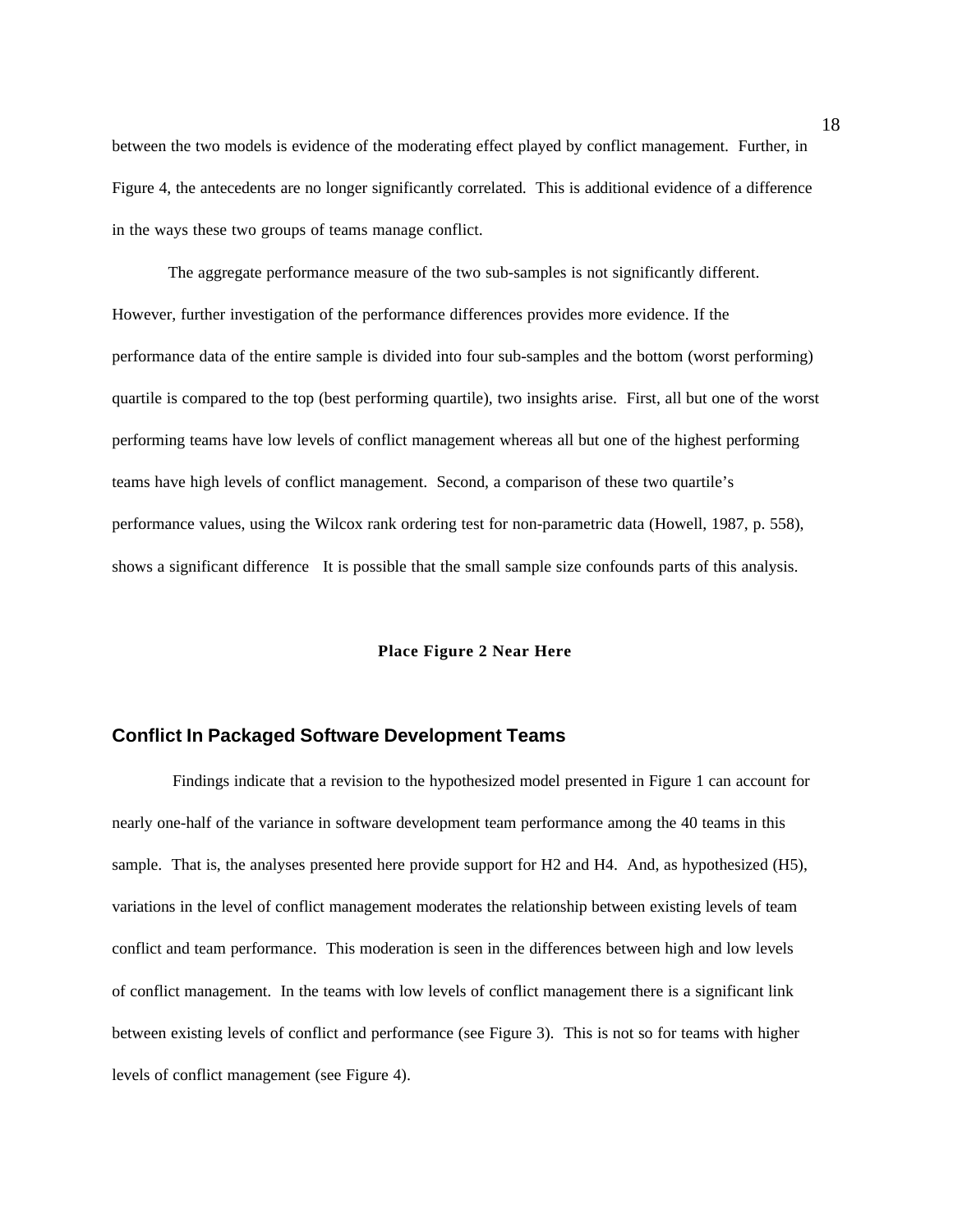between the two models is evidence of the moderating effect played by conflict management. Further, in Figure 4, the antecedents are no longer significantly correlated. This is additional evidence of a difference in the ways these two groups of teams manage conflict.

The aggregate performance measure of the two sub-samples is not significantly different. However, further investigation of the performance differences provides more evidence. If the performance data of the entire sample is divided into four sub-samples and the bottom (worst performing) quartile is compared to the top (best performing quartile), two insights arise. First, all but one of the worst performing teams have low levels of conflict management whereas all but one of the highest performing teams have high levels of conflict management. Second, a comparison of these two quartile's performance values, using the Wilcox rank ordering test for non-parametric data (Howell, 1987, p. 558), shows a significant difference It is possible that the small sample size confounds parts of this analysis.

**Place Figure 2 Near Here**

## Conflict In Packaged Software Development Teams

Findings indicate that a revision to the hypothesized model presented in Figure 1 can account for nearly one-half of the variance in software development team performance among the 40 teams in this sample. That is, the analyses presented here provide support for H2 and H4. And, as hypothesized (H5), variations in the level of conflict management moderates the relationship between existing levels of team conflict and team performance. This moderation is seen in the differences between high and low levels of conflict management. In the teams with low levels of conflict management there is a significant link between existing levels of conflict and performance (see Figure 3). This is not so for teams with higher levels of conflict management (see Figure 4).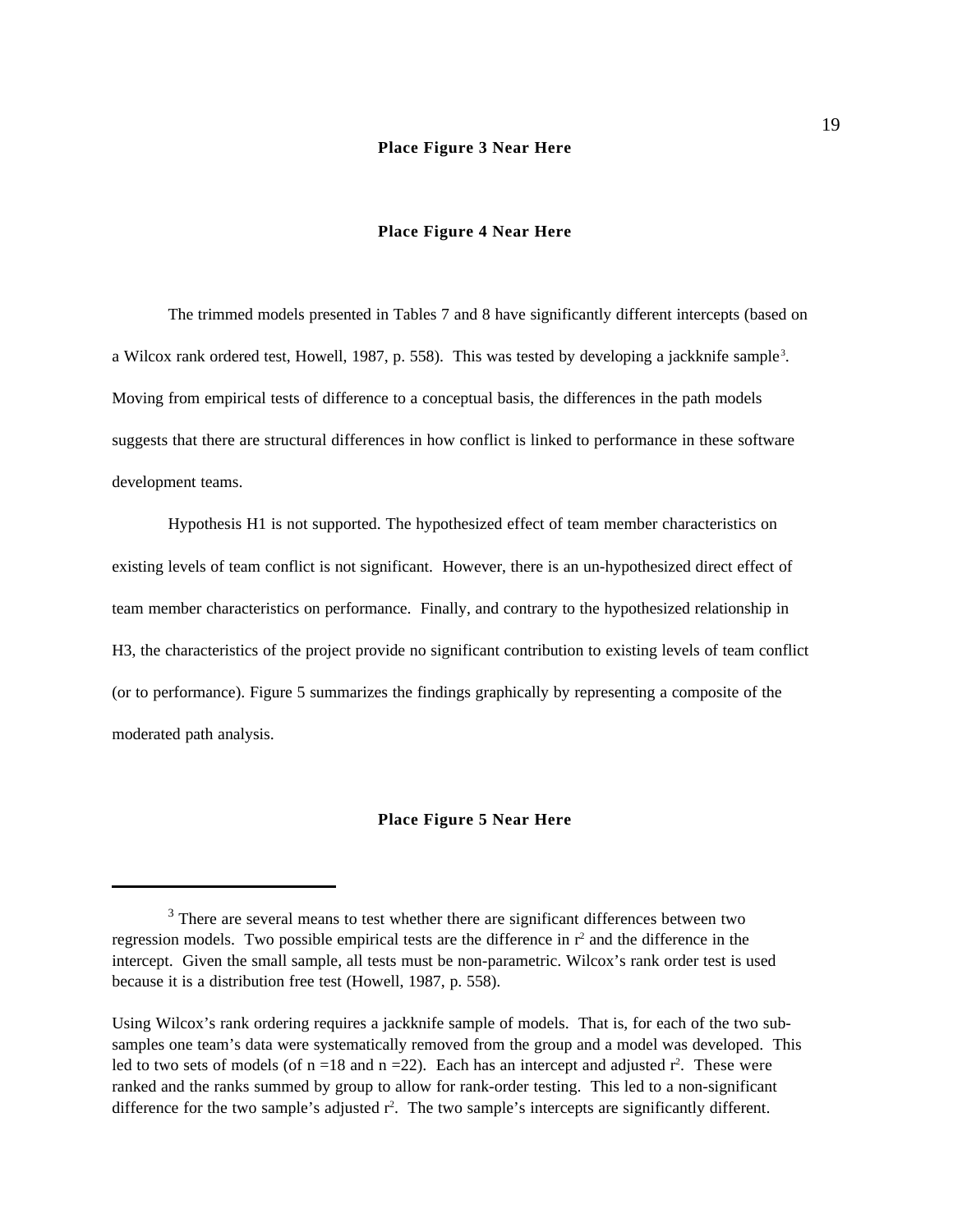**Place Figure 3 Near Here**

**Place Figure 4 Near Here**

The trimmed models presented in Tables 7 and 8 have significantly different intercepts (based on a Wilcox rank ordered test, Howell, 1987, p. 558). This was tested by developing a jackknife sample[3]. Moving from empirical tests of difference to a conceptual basis, the differences in the path models suggests that there are structural differences in how conflict is linked to performance in these software development teams.

Hypothesis H1 is not supported. The hypothesized effect of team member characteristics on existing levels of team conflict is not significant. However, there is an un-hypothesized direct effect of team member characteristics on performance. Finally, and contrary to the hypothesized relationship in H3, the characteristics of the project provide no significant contribution to existing levels of team conflict (or to performance). Figure 5 summarizes the findings graphically by representing a composite of the moderated path analysis.

**Place Figure 5 Near Here**

---

[3] There are several means to test whether there are significant differences between two regression models. Two possible empirical tests are the difference in $r^2$ and the difference in the intercept. Given the small sample, all tests must be non-parametric. Wilcox's rank order test is used because it is a distribution free test (Howell, 1987, p. 558).

Using Wilcox's rank ordering requires a jackknife sample of models. That is, for each of the two sub-samples one team's data were systematically removed from the group and a model was developed. This led to two sets of models (of $n = 18$ and $n = 22$). Each has an intercept and adjusted $r^2$. These were ranked and the ranks summed by group to allow for rank-order testing. This led to a non-significant difference for the two sample's adjusted $r^2$. The two sample's intercepts are significantly different.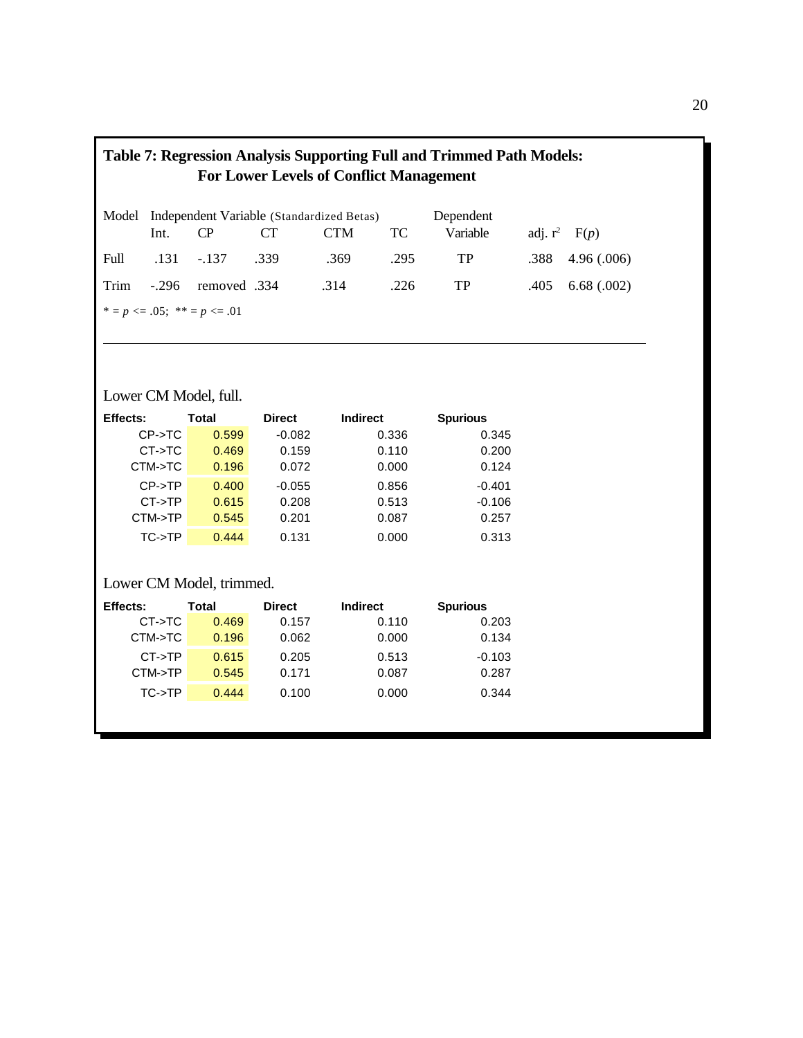## Table 7: Regression Analysis Supporting Full and Trimmed Path Models: For Lower Levels of Conflict Management

| Model | Int. | CP | CT | CTM | TC | Dependent Variable | adj. $r^2$ | F(*p*) |
|---|---|---|---|---|---|---|---|---|
| Full | .131 | -.137 | .339 | .369 | .295 | TP | .388 | 4.96 (.006) |
| Trim | -.296 | removed | .334 | .314 | .226 | TP | .405 | 6.68 (.002) |

Independent Variable (Standardized Betas): Int., CP, CT, CTM, TC

\* = $p <= .05$; \*\* = $p <= .01$

Lower CM Model, full.

| Effects: | Total | Direct | Indirect | Spurious |
|---|---|---|---|---|
| CP->TC | 0.599 | -0.082 | 0.336 | 0.345 |
| CT->TC | 0.469 | 0.159 | 0.110 | 0.200 |
| CTM->TC | 0.196 | 0.072 | 0.000 | 0.124 |
| CP->TP | 0.400 | -0.055 | 0.856 | -0.401 |
| CT->TP | 0.615 | 0.208 | 0.513 | -0.106 |
| CTM->TP | 0.545 | 0.201 | 0.087 | 0.257 |
| TC->TP | 0.444 | 0.131 | 0.000 | 0.313 |

Lower CM Model, trimmed.

| Effects: | Total | Direct | Indirect | Spurious |
|---|---|---|---|---|
| CT->TC | 0.469 | 0.157 | 0.110 | 0.203 |
| CTM->TC | 0.196 | 0.062 | 0.000 | 0.134 |
| CT->TP | 0.615 | 0.205 | 0.513 | -0.103 |
| CTM->TP | 0.545 | 0.171 | 0.087 | 0.287 |
| TC->TP | 0.444 | 0.100 | 0.000 | 0.344 |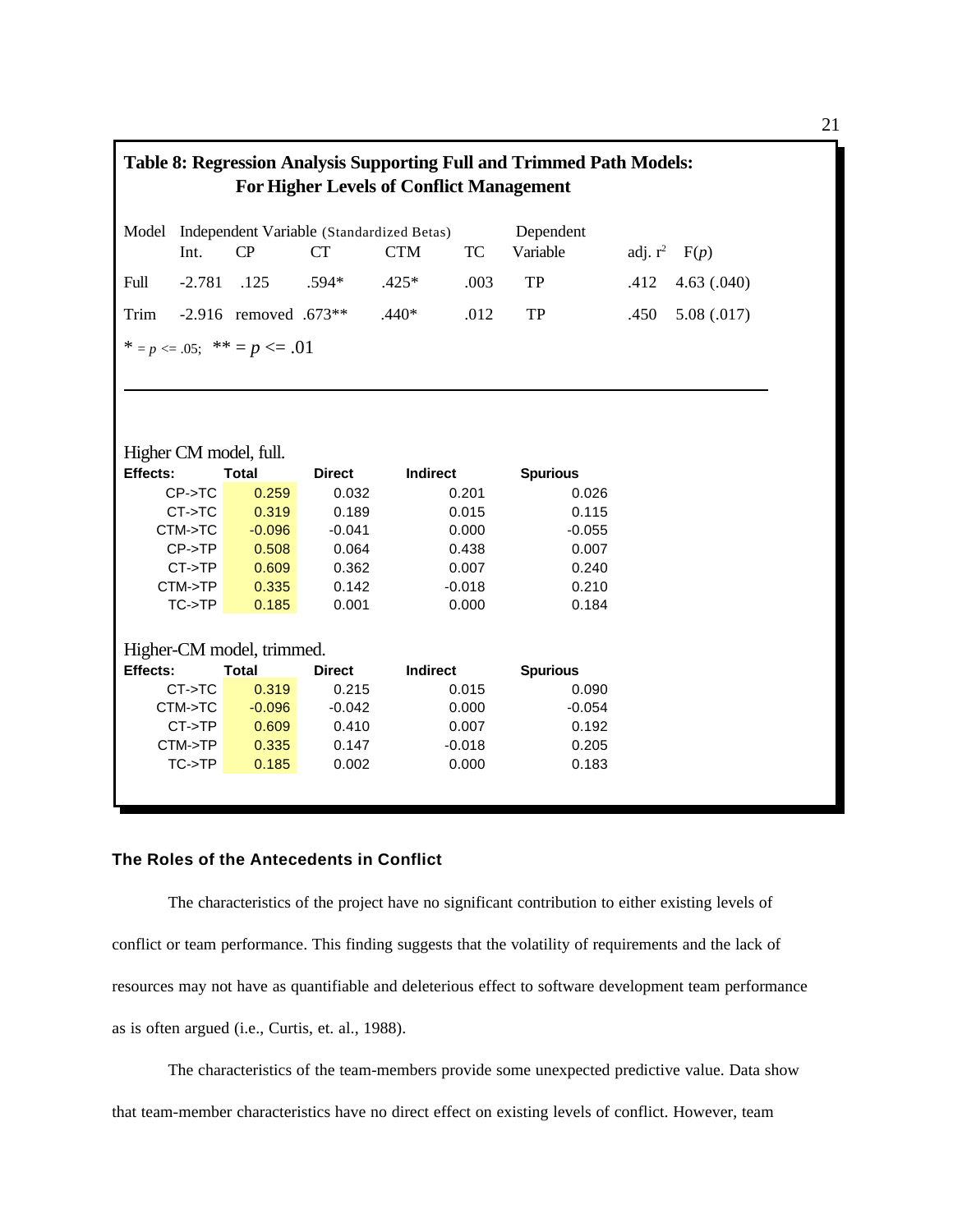**Table 8: Regression Analysis Supporting Full and Trimmed Path Models: For Higher Levels of Conflict Management**

| Model | Int. | CP | CT | CTM | TC | Dependent Variable | adj. $r^2$ | $F(p)$ |
|---|---|---|---|---|---|---|---|---|
| Full | -2.781 | .125 | .594* | .425* | .003 | TP | .412 | 4.63 (.040) |
| Trim | -2.916 | removed | .673** | .440* | .012 | TP | .450 | 5.08 (.017) |

Independent Variable (Standardized Betas): Int., CP, CT, CTM, TC

$* = p <= .05$; $** = p <= .01$

Higher CM model, full.

| Effects: | Total | Direct | Indirect | Spurious |
|---|---|---|---|---|
| CP->TC | 0.259 | 0.032 | 0.201 | 0.026 |
| CT->TC | 0.319 | 0.189 | 0.015 | 0.115 |
| CTM->TC | -0.096 | -0.041 | 0.000 | -0.055 |
| CP->TP | 0.508 | 0.064 | 0.438 | 0.007 |
| CT->TP | 0.609 | 0.362 | 0.007 | 0.240 |
| CTM->TP | 0.335 | 0.142 | -0.018 | 0.210 |
| TC->TP | 0.185 | 0.001 | 0.000 | 0.184 |

Higher-CM model, trimmed.

| Effects: | Total | Direct | Indirect | Spurious |
|---|---|---|---|---|
| CT->TC | 0.319 | 0.215 | 0.015 | 0.090 |
| CTM->TC | -0.096 | -0.042 | 0.000 | -0.054 |
| CT->TP | 0.609 | 0.410 | 0.007 | 0.192 |
| CTM->TP | 0.335 | 0.147 | -0.018 | 0.205 |
| TC->TP | 0.185 | 0.002 | 0.000 | 0.183 |

## The Roles of the Antecedents in Conflict

The characteristics of the project have no significant contribution to either existing levels of conflict or team performance. This finding suggests that the volatility of requirements and the lack of resources may not have as quantifiable and deleterious effect to software development team performance as is often argued (i.e., Curtis, et. al., 1988).

The characteristics of the team-members provide some unexpected predictive value. Data show that team-member characteristics have no direct effect on existing levels of conflict. However, team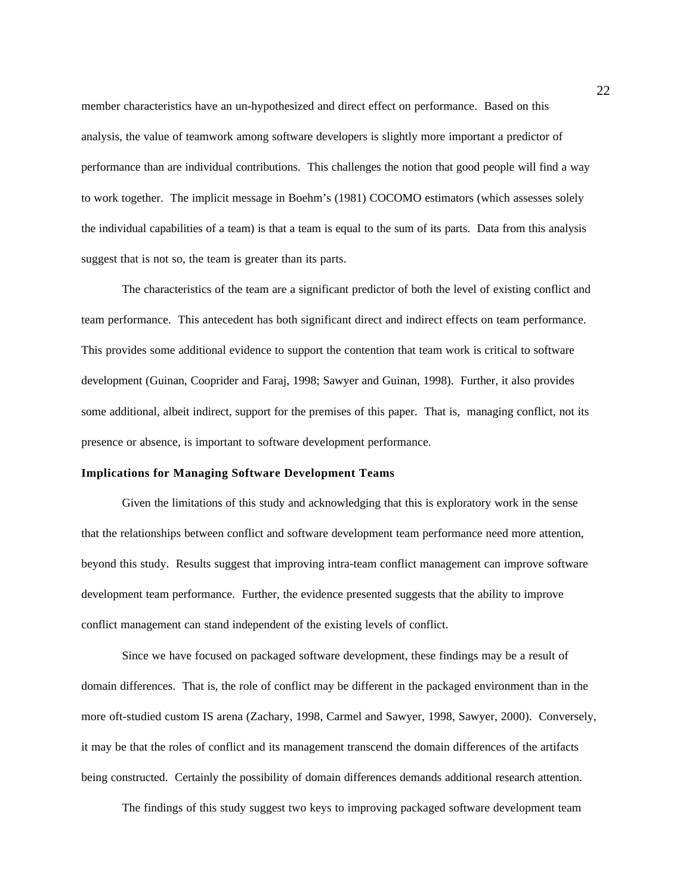member characteristics have an un-hypothesized and direct effect on performance. Based on this analysis, the value of teamwork among software developers is slightly more important a predictor of performance than are individual contributions. This challenges the notion that good people will find a way to work together. The implicit message in Boehm's (1981) COCOMO estimators (which assesses solely the individual capabilities of a team) is that a team is equal to the sum of its parts. Data from this analysis suggest that is not so, the team is greater than its parts.

The characteristics of the team are a significant predictor of both the level of existing conflict and team performance. This antecedent has both significant direct and indirect effects on team performance. This provides some additional evidence to support the contention that team work is critical to software development (Guinan, Cooprider and Faraj, 1998; Sawyer and Guinan, 1998). Further, it also provides some additional, albeit indirect, support for the premises of this paper. That is, managing conflict, not its presence or absence, is important to software development performance.

**Implications for Managing Software Development Teams**

Given the limitations of this study and acknowledging that this is exploratory work in the sense that the relationships between conflict and software development team performance need more attention, beyond this study. Results suggest that improving intra-team conflict management can improve software development team performance. Further, the evidence presented suggests that the ability to improve conflict management can stand independent of the existing levels of conflict.

Since we have focused on packaged software development, these findings may be a result of domain differences. That is, the role of conflict may be different in the packaged environment than in the more oft-studied custom IS arena (Zachary, 1998, Carmel and Sawyer, 1998, Sawyer, 2000). Conversely, it may be that the roles of conflict and its management transcend the domain differences of the artifacts being constructed. Certainly the possibility of domain differences demands additional research attention.

The findings of this study suggest two keys to improving packaged software development team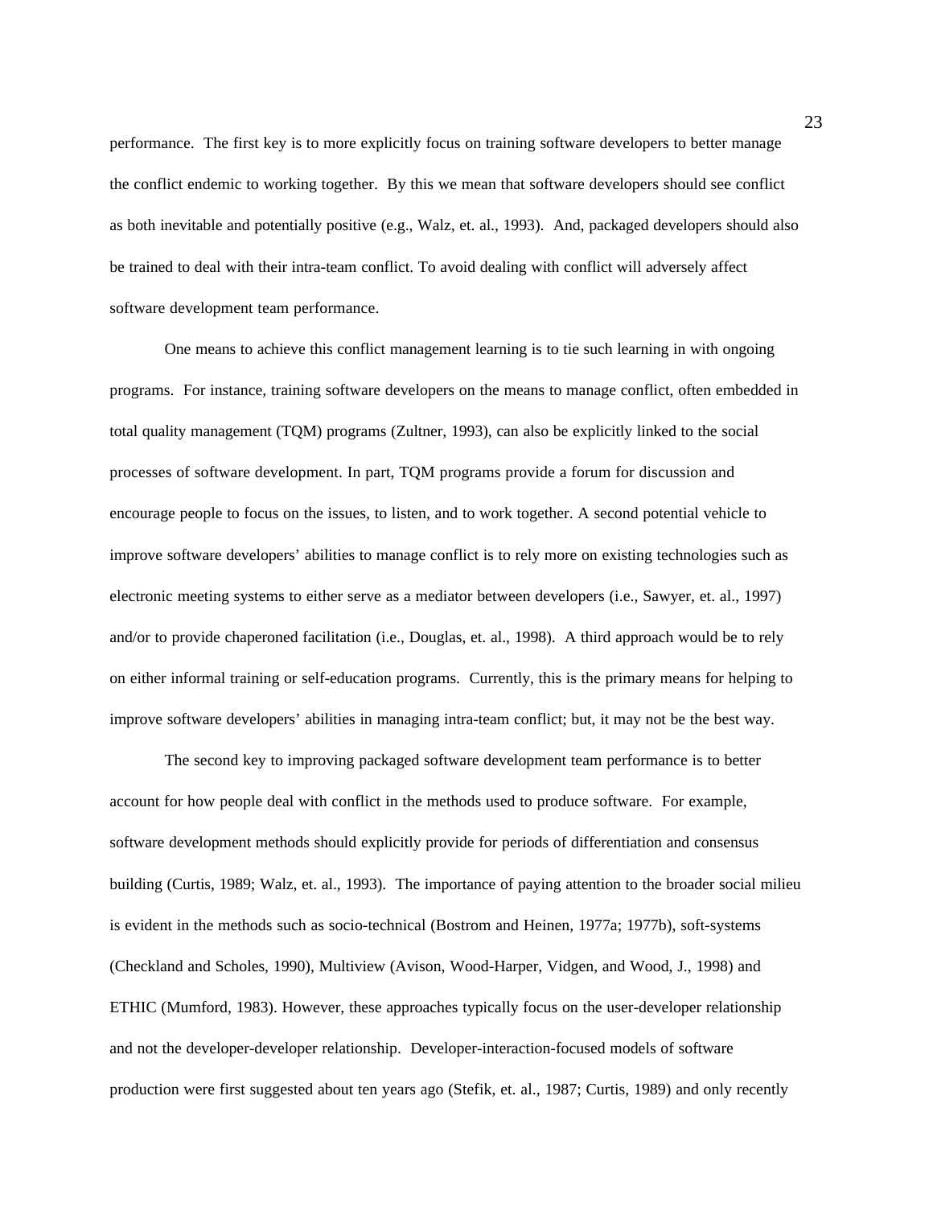performance. The first key is to more explicitly focus on training software developers to better manage the conflict endemic to working together. By this we mean that software developers should see conflict as both inevitable and potentially positive (e.g., Walz, et. al., 1993). And, packaged developers should also be trained to deal with their intra-team conflict. To avoid dealing with conflict will adversely affect software development team performance.

One means to achieve this conflict management learning is to tie such learning in with ongoing programs. For instance, training software developers on the means to manage conflict, often embedded in total quality management (TQM) programs (Zultner, 1993), can also be explicitly linked to the social processes of software development. In part, TQM programs provide a forum for discussion and encourage people to focus on the issues, to listen, and to work together. A second potential vehicle to improve software developers' abilities to manage conflict is to rely more on existing technologies such as electronic meeting systems to either serve as a mediator between developers (i.e., Sawyer, et. al., 1997) and/or to provide chaperoned facilitation (i.e., Douglas, et. al., 1998). A third approach would be to rely on either informal training or self-education programs. Currently, this is the primary means for helping to improve software developers' abilities in managing intra-team conflict; but, it may not be the best way.

The second key to improving packaged software development team performance is to better account for how people deal with conflict in the methods used to produce software. For example, software development methods should explicitly provide for periods of differentiation and consensus building (Curtis, 1989; Walz, et. al., 1993). The importance of paying attention to the broader social milieu is evident in the methods such as socio-technical (Bostrom and Heinen, 1977a; 1977b), soft-systems (Checkland and Scholes, 1990), Multiview (Avison, Wood-Harper, Vidgen, and Wood, J., 1998) and ETHIC (Mumford, 1983). However, these approaches typically focus on the user-developer relationship and not the developer-developer relationship. Developer-interaction-focused models of software production were first suggested about ten years ago (Stefik, et. al., 1987; Curtis, 1989) and only recently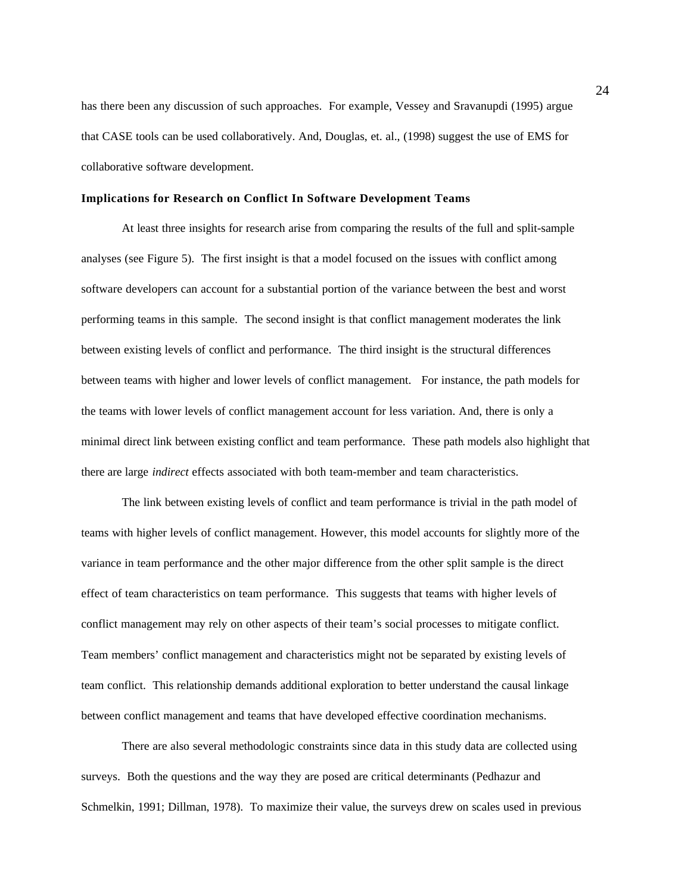has there been any discussion of such approaches. For example, Vessey and Sravanupdi (1995) argue that CASE tools can be used collaboratively. And, Douglas, et. al., (1998) suggest the use of EMS for collaborative software development.

**Implications for Research on Conflict In Software Development Teams**

At least three insights for research arise from comparing the results of the full and split-sample analyses (see Figure 5). The first insight is that a model focused on the issues with conflict among software developers can account for a substantial portion of the variance between the best and worst performing teams in this sample. The second insight is that conflict management moderates the link between existing levels of conflict and performance. The third insight is the structural differences between teams with higher and lower levels of conflict management. For instance, the path models for the teams with lower levels of conflict management account for less variation. And, there is only a minimal direct link between existing conflict and team performance. These path models also highlight that there are large *indirect* effects associated with both team-member and team characteristics.

The link between existing levels of conflict and team performance is trivial in the path model of teams with higher levels of conflict management. However, this model accounts for slightly more of the variance in team performance and the other major difference from the other split sample is the direct effect of team characteristics on team performance. This suggests that teams with higher levels of conflict management may rely on other aspects of their team's social processes to mitigate conflict. Team members' conflict management and characteristics might not be separated by existing levels of team conflict. This relationship demands additional exploration to better understand the causal linkage between conflict management and teams that have developed effective coordination mechanisms.

There are also several methodologic constraints since data in this study data are collected using surveys. Both the questions and the way they are posed are critical determinants (Pedhazur and Schmelkin, 1991; Dillman, 1978). To maximize their value, the surveys drew on scales used in previous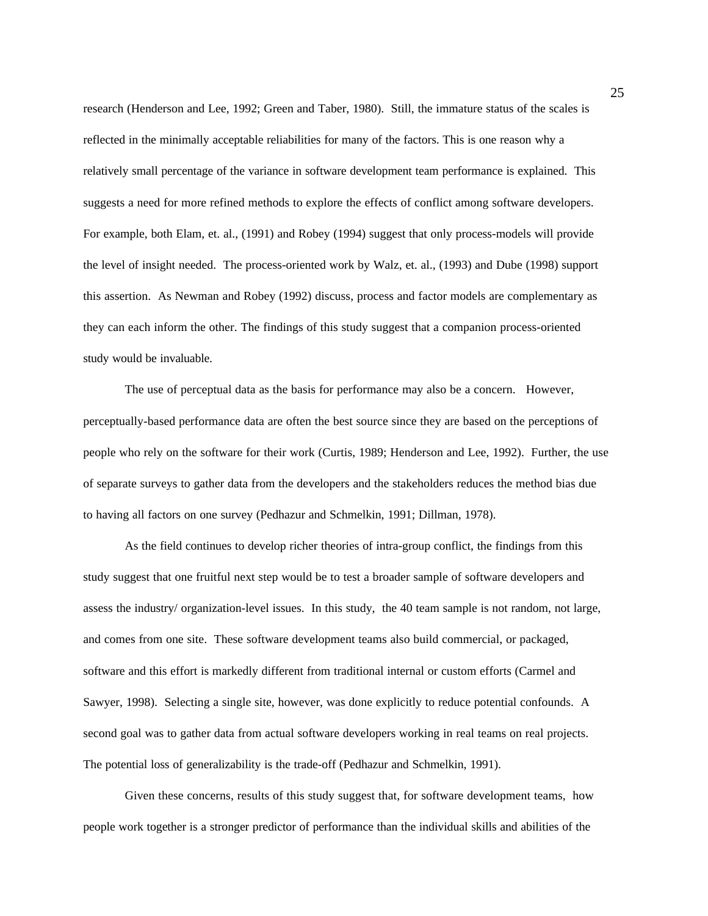research (Henderson and Lee, 1992; Green and Taber, 1980). Still, the immature status of the scales is reflected in the minimally acceptable reliabilities for many of the factors. This is one reason why a relatively small percentage of the variance in software development team performance is explained. This suggests a need for more refined methods to explore the effects of conflict among software developers. For example, both Elam, et. al., (1991) and Robey (1994) suggest that only process-models will provide the level of insight needed. The process-oriented work by Walz, et. al., (1993) and Dube (1998) support this assertion. As Newman and Robey (1992) discuss, process and factor models are complementary as they can each inform the other. The findings of this study suggest that a companion process-oriented study would be invaluable.

The use of perceptual data as the basis for performance may also be a concern. However, perceptually-based performance data are often the best source since they are based on the perceptions of people who rely on the software for their work (Curtis, 1989; Henderson and Lee, 1992). Further, the use of separate surveys to gather data from the developers and the stakeholders reduces the method bias due to having all factors on one survey (Pedhazur and Schmelkin, 1991; Dillman, 1978).

As the field continues to develop richer theories of intra-group conflict, the findings from this study suggest that one fruitful next step would be to test a broader sample of software developers and assess the industry/ organization-level issues. In this study, the 40 team sample is not random, not large, and comes from one site. These software development teams also build commercial, or packaged, software and this effort is markedly different from traditional internal or custom efforts (Carmel and Sawyer, 1998). Selecting a single site, however, was done explicitly to reduce potential confounds. A second goal was to gather data from actual software developers working in real teams on real projects. The potential loss of generalizability is the trade-off (Pedhazur and Schmelkin, 1991).

Given these concerns, results of this study suggest that, for software development teams, how people work together is a stronger predictor of performance than the individual skills and abilities of the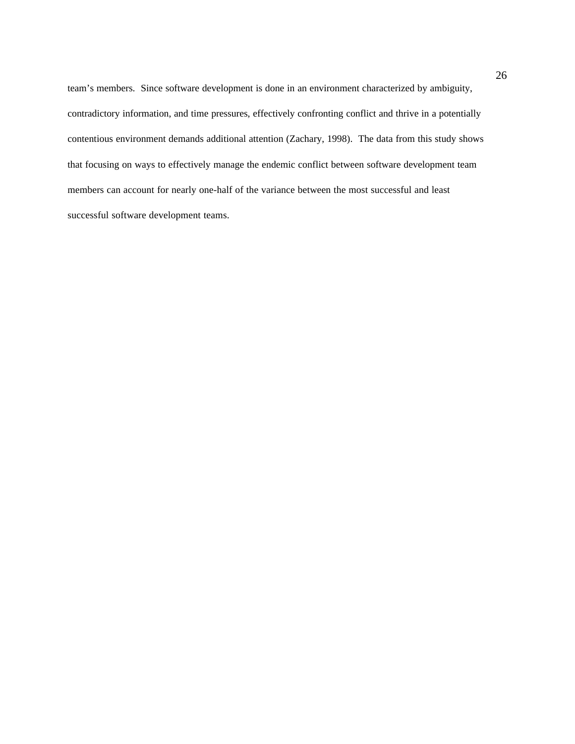team's members.  Since software development is done in an environment characterized by ambiguity, contradictory information, and time pressures, effectively confronting conflict and thrive in a potentially contentious environment demands additional attention (Zachary, 1998).  The data from this study shows that focusing on ways to effectively manage the endemic conflict between software development team members can account for nearly one-half of the variance between the most successful and least successful software development teams.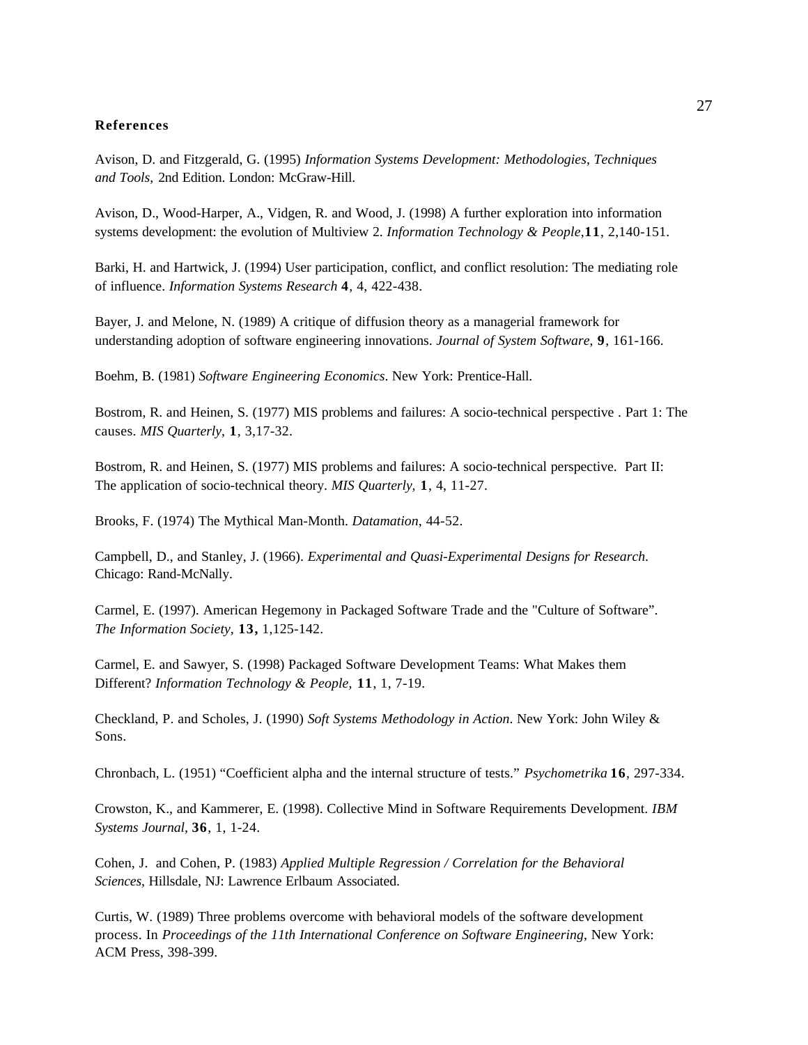## References

Avison, D. and Fitzgerald, G. (1995) *Information Systems Development: Methodologies, Techniques and Tools,* 2nd Edition. London: McGraw-Hill.

Avison, D., Wood-Harper, A., Vidgen, R. and Wood, J. (1998) A further exploration into information systems development: the evolution of Multiview 2. *Information Technology & People*,**11**, 2,140-151.

Barki, H. and Hartwick, J. (1994) User participation, conflict, and conflict resolution: The mediating role of influence. *Information Systems Research* **4**, 4, 422-438.

Bayer, J. and Melone, N. (1989) A critique of diffusion theory as a managerial framework for understanding adoption of software engineering innovations. *Journal of System Software*, **9**, 161-166.

Boehm, B. (1981) *Software Engineering Economics*. New York: Prentice-Hall.

Bostrom, R. and Heinen, S. (1977) MIS problems and failures: A socio-technical perspective . Part 1: The causes. *MIS Quarterly*, **1**, 3,17-32.

Bostrom, R. and Heinen, S. (1977) MIS problems and failures: A socio-technical perspective. Part II: The application of socio-technical theory. *MIS Quarterly,* **1**, 4, 11-27.

Brooks, F. (1974) The Mythical Man-Month. *Datamation*, 44-52.

Campbell, D., and Stanley, J. (1966). *Experimental and Quasi-Experimental Designs for Research.* Chicago: Rand-McNally.

Carmel, E. (1997). American Hegemony in Packaged Software Trade and the "Culture of Software". *The Information Society*, **13,** 1,125-142.

Carmel, E. and Sawyer, S. (1998) Packaged Software Development Teams: What Makes them Different? *Information Technology & People,* **11**, 1, 7-19.

Checkland, P. and Scholes, J. (1990) *Soft Systems Methodology in Action*. New York: John Wiley & Sons.

Chronbach, L. (1951) "Coefficient alpha and the internal structure of tests." *Psychometrika* **16**, 297-334.

Crowston, K., and Kammerer, E. (1998). Collective Mind in Software Requirements Development. *IBM Systems Journal,* **36**, 1, 1-24.

Cohen, J. and Cohen, P. (1983) *Applied Multiple Regression / Correlation for the Behavioral Sciences*, Hillsdale, NJ: Lawrence Erlbaum Associated.

Curtis, W. (1989) Three problems overcome with behavioral models of the software development process. In *Proceedings of the 11th International Conference on Software Engineering*, New York: ACM Press, 398-399.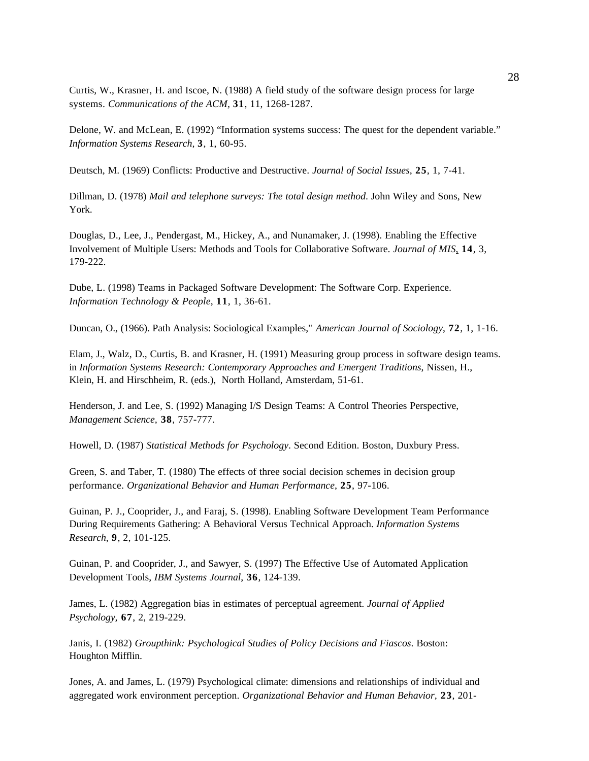Curtis, W., Krasner, H. and Iscoe, N. (1988) A field study of the software design process for large systems. *Communications of the ACM,* **31**, 11, 1268-1287.

Delone, W. and McLean, E. (1992) “Information systems success: The quest for the dependent variable.” *Information Systems Research,* **3**, 1, 60-95.

Deutsch, M. (1969) Conflicts: Productive and Destructive. *Journal of Social Issues*, **25**, 1, 7-41.

Dillman, D. (1978) *Mail and telephone surveys: The total design method*. John Wiley and Sons, New York.

Douglas, D., Lee, J., Pendergast, M., Hickey, A., and Nunamaker, J. (1998). Enabling the Effective Involvement of Multiple Users: Methods and Tools for Collaborative Software. *Journal of MIS*, **14**, 3, 179-222.

Dube, L. (1998) Teams in Packaged Software Development: The Software Corp. Experience. *Information Technology & People*, **11**, 1, 36-61.

Duncan, O., (1966). Path Analysis: Sociological Examples," *American Journal of Sociology*, **72**, 1, 1-16.

Elam, J., Walz, D., Curtis, B. and Krasner, H. (1991) Measuring group process in software design teams. in *Information Systems Research: Contemporary Approaches and Emergent Traditions*, Nissen, H., Klein, H. and Hirschheim, R. (eds.), North Holland, Amsterdam, 51-61.

Henderson, J. and Lee, S. (1992) Managing I/S Design Teams: A Control Theories Perspective, *Management Science*, **38**, 757-777.

Howell, D. (1987) *Statistical Methods for Psychology*. Second Edition. Boston, Duxbury Press.

Green, S. and Taber, T. (1980) The effects of three social decision schemes in decision group performance. *Organizational Behavior and Human Performance*, **25**, 97-106.

Guinan, P. J., Cooprider, J., and Faraj, S. (1998). Enabling Software Development Team Performance During Requirements Gathering: A Behavioral Versus Technical Approach. *Information Systems Research*, **9**, 2, 101-125.

Guinan, P. and Cooprider, J., and Sawyer, S. (1997) The Effective Use of Automated Application Development Tools, *IBM Systems Journal*, **36**, 124-139.

James, L. (1982) Aggregation bias in estimates of perceptual agreement. *Journal of Applied Psychology,* **67**, 2, 219-229.

Janis, I. (1982) *Groupthink: Psychological Studies of Policy Decisions and Fiascos*. Boston: Houghton Mifflin.

Jones, A. and James, L. (1979) Psychological climate: dimensions and relationships of individual and aggregated work environment perception. *Organizational Behavior and Human Behavior,* **23**, 201-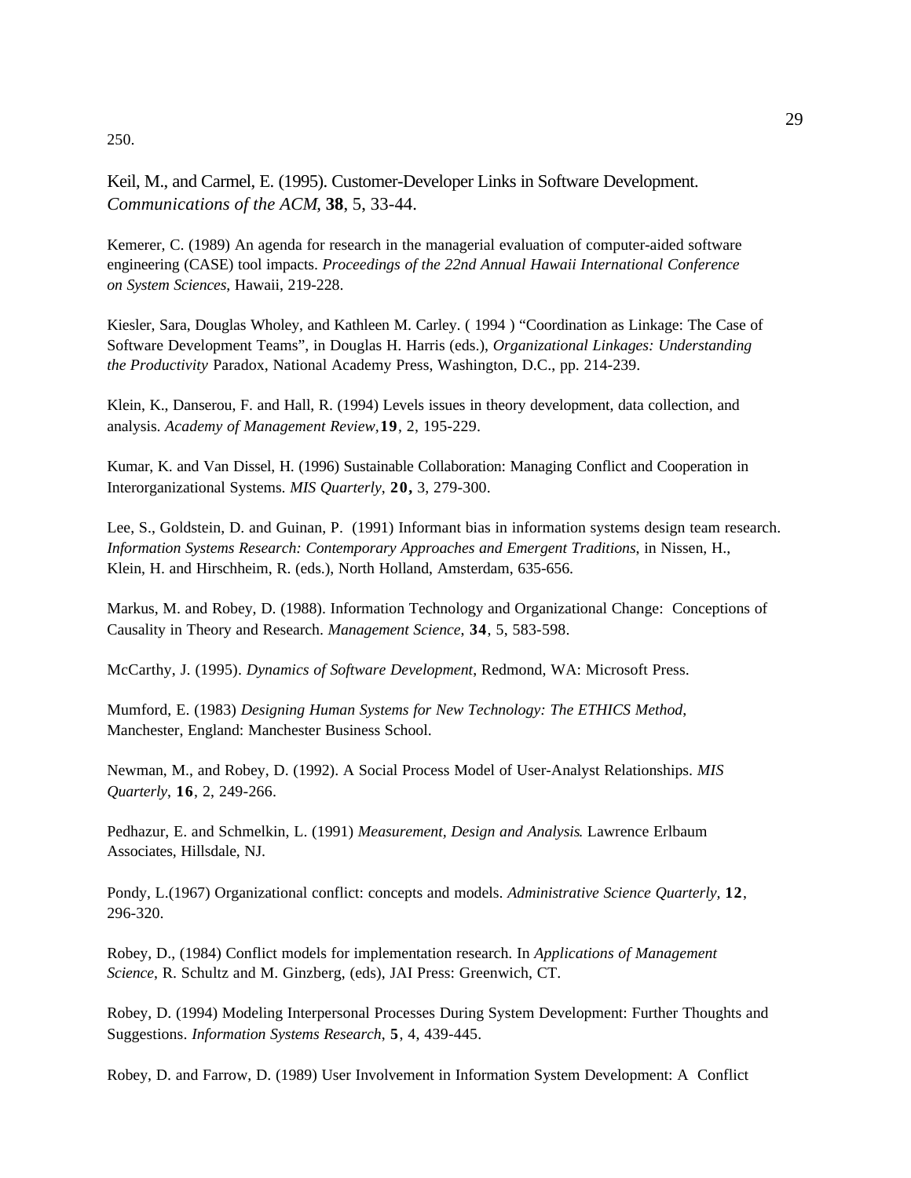250.

Keil, M., and Carmel, E. (1995). Customer-Developer Links in Software Development. *Communications of the ACM*, **38**, 5, 33-44.

Kemerer, C. (1989) An agenda for research in the managerial evaluation of computer-aided software engineering (CASE) tool impacts. *Proceedings of the 22nd Annual Hawaii International Conference on System Sciences*, Hawaii, 219-228.

Kiesler, Sara, Douglas Wholey, and Kathleen M. Carley. ( 1994 ) "Coordination as Linkage: The Case of Software Development Teams", in Douglas H. Harris (eds.), *Organizational Linkages: Understanding the Productivity* Paradox, National Academy Press, Washington, D.C., pp. 214-239.

Klein, K., Danserou, F. and Hall, R. (1994) Levels issues in theory development, data collection, and analysis. *Academy of Management Review*, **19**, 2, 195-229.

Kumar, K. and Van Dissel, H. (1996) Sustainable Collaboration: Managing Conflict and Cooperation in Interorganizational Systems. *MIS Quarterly*, **20,** 3, 279-300.

Lee, S., Goldstein, D. and Guinan, P. (1991) Informant bias in information systems design team research. *Information Systems Research: Contemporary Approaches and Emergent Traditions*, in Nissen, H., Klein, H. and Hirschheim, R. (eds.), North Holland, Amsterdam, 635-656.

Markus, M. and Robey, D. (1988). Information Technology and Organizational Change: Conceptions of Causality in Theory and Research. *Management Science*, **34**, 5, 583-598.

McCarthy, J. (1995). *Dynamics of Software Development*, Redmond, WA: Microsoft Press.

Mumford, E. (1983) *Designing Human Systems for New Technology: The ETHICS Method*, Manchester, England: Manchester Business School.

Newman, M., and Robey, D. (1992). A Social Process Model of User-Analyst Relationships. *MIS Quarterly*, **16**, 2, 249-266.

Pedhazur, E. and Schmelkin, L. (1991) *Measurement, Design and Analysis*. Lawrence Erlbaum Associates, Hillsdale, NJ.

Pondy, L.(1967) Organizational conflict: concepts and models. *Administrative Science Quarterly,* **12**, 296-320.

Robey, D., (1984) Conflict models for implementation research. In *Applications of Management Science*, R. Schultz and M. Ginzberg, (eds), JAI Press: Greenwich, CT.

Robey, D. (1994) Modeling Interpersonal Processes During System Development: Further Thoughts and Suggestions. *Information Systems Research*, **5**, 4, 439-445.

Robey, D. and Farrow, D. (1989) User Involvement in Information System Development: A Conflict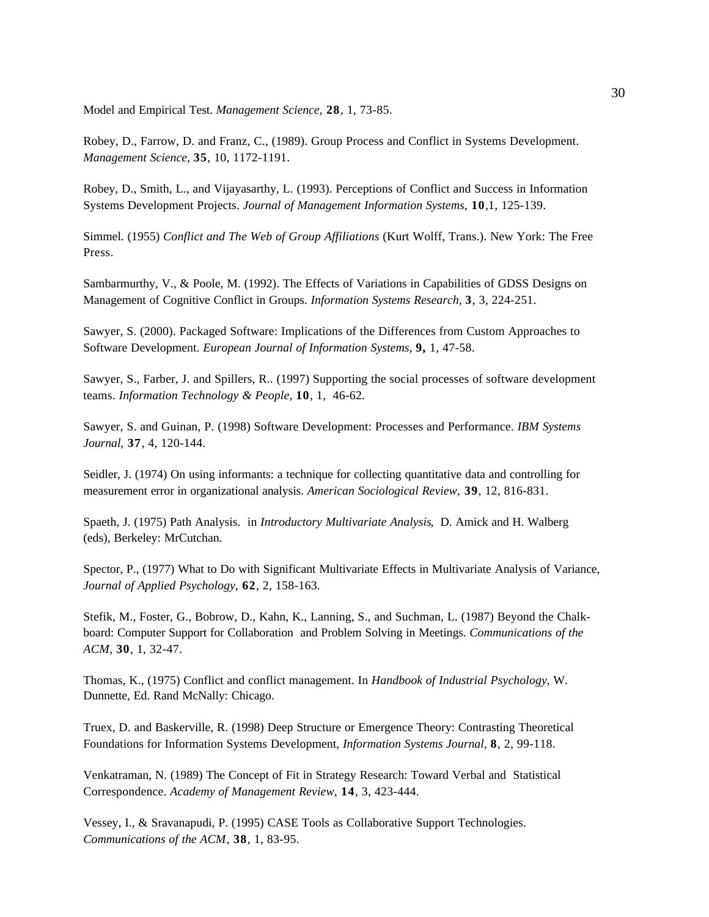Model and Empirical Test. *Management Science*, **28**, 1, 73-85.

Robey, D., Farrow, D. and Franz, C., (1989). Group Process and Conflict in Systems Development. *Management Science*, **35**, 10, 1172-1191.

Robey, D., Smith, L., and Vijayasarthy, L. (1993). Perceptions of Conflict and Success in Information Systems Development Projects. *Journal of Management Information Systems*, **10**,1, 125-139.

Simmel. (1955) *Conflict and The Web of Group Affiliations* (Kurt Wolff, Trans.). New York: The Free Press.

Sambarmurthy, V., & Poole, M. (1992). The Effects of Variations in Capabilities of GDSS Designs on Management of Cognitive Conflict in Groups. *Information Systems Research*, **3**, 3, 224-251.

Sawyer, S. (2000). Packaged Software: Implications of the Differences from Custom Approaches to Software Development. *European Journal of Information Systems*, **9,** 1, 47-58.

Sawyer, S., Farber, J. and Spillers, R.. (1997) Supporting the social processes of software development teams. *Information Technology & People*, **10**, 1, 46-62.

Sawyer, S. and Guinan, P. (1998) Software Development: Processes and Performance. *IBM Systems Journal*, **37**, 4, 120-144.

Seidler, J. (1974) On using informants: a technique for collecting quantitative data and controlling for measurement error in organizational analysis. *American Sociological Review*, **39**, 12, 816-831.

Spaeth, J. (1975) Path Analysis. in *Introductory Multivariate Analysis*, D. Amick and H. Walberg (eds), Berkeley: MrCutchan.

Spector, P., (1977) What to Do with Significant Multivariate Effects in Multivariate Analysis of Variance, *Journal of Applied Psychology*, **62**, 2, 158-163.

Stefik, M., Foster, G., Bobrow, D., Kahn, K., Lanning, S., and Suchman, L. (1987) Beyond the Chalk-board: Computer Support for Collaboration and Problem Solving in Meetings. *Communications of the ACM*, **30**, 1, 32-47.

Thomas, K., (1975) Conflict and conflict management. In *Handbook of Industrial Psychology*, W. Dunnette, Ed. Rand McNally: Chicago.

Truex, D. and Baskerville, R. (1998) Deep Structure or Emergence Theory: Contrasting Theoretical Foundations for Information Systems Development, *Information Systems Journal*, **8**, 2, 99-118.

Venkatraman, N. (1989) The Concept of Fit in Strategy Research: Toward Verbal and Statistical Correspondence. *Academy of Management Review*, **14**, 3, 423-444.

Vessey, I., & Sravanapudi, P. (1995) CASE Tools as Collaborative Support Technologies. *Communications of the ACM*, **38**, 1, 83-95.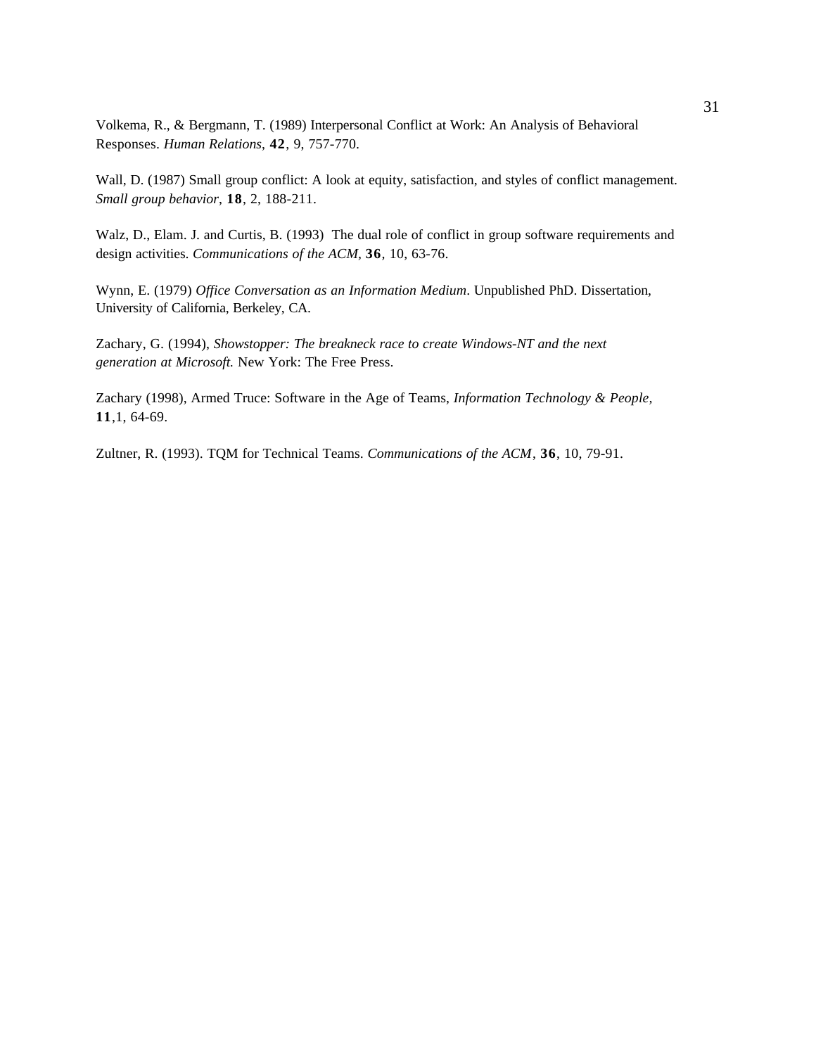Volkema, R., & Bergmann, T. (1989) Interpersonal Conflict at Work: An Analysis of Behavioral Responses. *Human Relations*, **42**, 9, 757-770.

Wall, D. (1987) Small group conflict: A look at equity, satisfaction, and styles of conflict management. *Small group behavior*, **18**, 2, 188-211.

Walz, D., Elam. J. and Curtis, B. (1993) The dual role of conflict in group software requirements and design activities. *Communications of the ACM*, **36**, 10, 63-76.

Wynn, E. (1979) *Office Conversation as an Information Medium*. Unpublished PhD. Dissertation, University of California, Berkeley, CA.

Zachary, G. (1994), *Showstopper: The breakneck race to create Windows-NT and the next generation at Microsoft.* New York: The Free Press.

Zachary (1998), Armed Truce: Software in the Age of Teams, *Information Technology & People*, **11**,1, 64-69.

Zultner, R. (1993). TQM for Technical Teams. *Communications of the ACM*, **36**, 10, 79-91.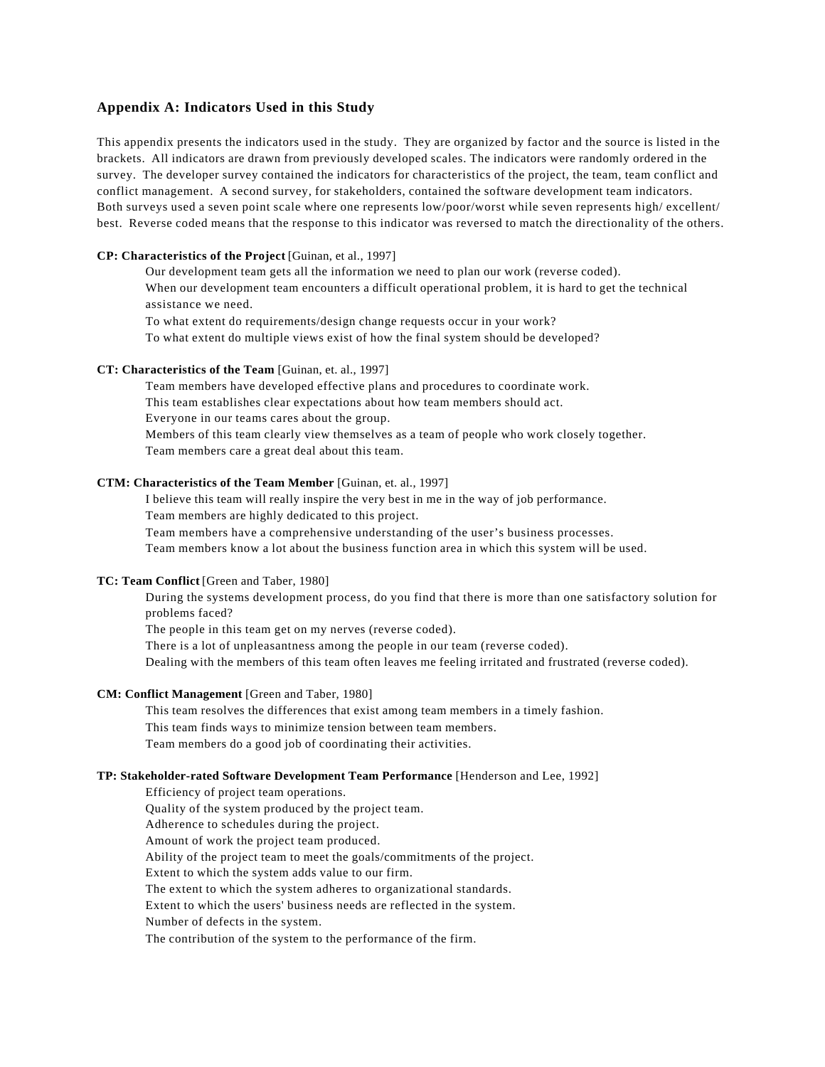## Appendix A: Indicators Used in this Study

This appendix presents the indicators used in the study. They are organized by factor and the source is listed in the brackets. All indicators are drawn from previously developed scales. The indicators were randomly ordered in the survey. The developer survey contained the indicators for characteristics of the project, the team, team conflict and conflict management. A second survey, for stakeholders, contained the software development team indicators. Both surveys used a seven point scale where one represents low/poor/worst while seven represents high/ excellent/ best. Reverse coded means that the response to this indicator was reversed to match the directionality of the others.

**CP: Characteristics of the Project** [Guinan, et al., 1997]

- Our development team gets all the information we need to plan our work (reverse coded).
- When our development team encounters a difficult operational problem, it is hard to get the technical assistance we need.
- To what extent do requirements/design change requests occur in your work?
- To what extent do multiple views exist of how the final system should be developed?

**CT: Characteristics of the Team** [Guinan, et. al., 1997]

- Team members have developed effective plans and procedures to coordinate work.
- This team establishes clear expectations about how team members should act.
- Everyone in our teams cares about the group.
- Members of this team clearly view themselves as a team of people who work closely together.
- Team members care a great deal about this team.

**CTM: Characteristics of the Team Member** [Guinan, et. al., 1997]

- I believe this team will really inspire the very best in me in the way of job performance.
- Team members are highly dedicated to this project.
- Team members have a comprehensive understanding of the user's business processes.
- Team members know a lot about the business function area in which this system will be used.

**TC: Team Conflict** [Green and Taber, 1980]

- During the systems development process, do you find that there is more than one satisfactory solution for problems faced?
- The people in this team get on my nerves (reverse coded).
- There is a lot of unpleasantness among the people in our team (reverse coded).
- Dealing with the members of this team often leaves me feeling irritated and frustrated (reverse coded).

**CM: Conflict Management** [Green and Taber, 1980]

- This team resolves the differences that exist among team members in a timely fashion.
- This team finds ways to minimize tension between team members.
- Team members do a good job of coordinating their activities.

**TP: Stakeholder-rated Software Development Team Performance** [Henderson and Lee, 1992]

- Efficiency of project team operations.
- Quality of the system produced by the project team.
- Adherence to schedules during the project.
- Amount of work the project team produced.
- Ability of the project team to meet the goals/commitments of the project.
- Extent to which the system adds value to our firm.
- The extent to which the system adheres to organizational standards.
- Extent to which the users' business needs are reflected in the system.
- Number of defects in the system.
- The contribution of the system to the performance of the firm.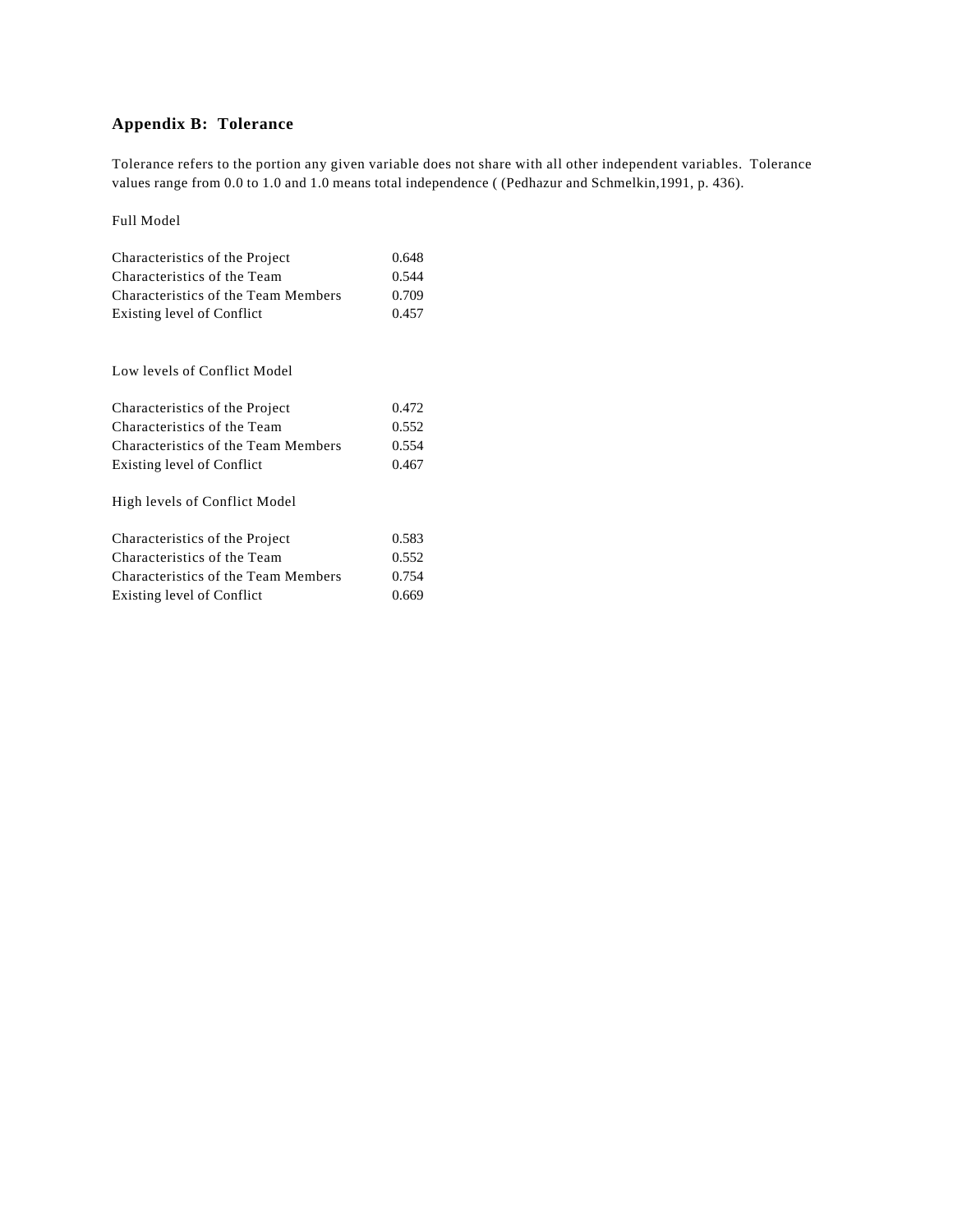## Appendix B: Tolerance

Tolerance refers to the portion any given variable does not share with all other independent variables. Tolerance values range from 0.0 to 1.0 and 1.0 means total independence ( (Pedhazur and Schmelkin,1991, p. 436).

Full Model

| | |
|---|---|
| Characteristics of the Project | 0.648 |
| Characteristics of the Team | 0.544 |
| Characteristics of the Team Members | 0.709 |
| Existing level of Conflict | 0.457 |

Low levels of Conflict Model

| | |
|---|---|
| Characteristics of the Project | 0.472 |
| Characteristics of the Team | 0.552 |
| Characteristics of the Team Members | 0.554 |
| Existing level of Conflict | 0.467 |

High levels of Conflict Model

| | |
|---|---|
| Characteristics of the Project | 0.583 |
| Characteristics of the Team | 0.552 |
| Characteristics of the Team Members | 0.754 |
| Existing level of Conflict | 0.669 |